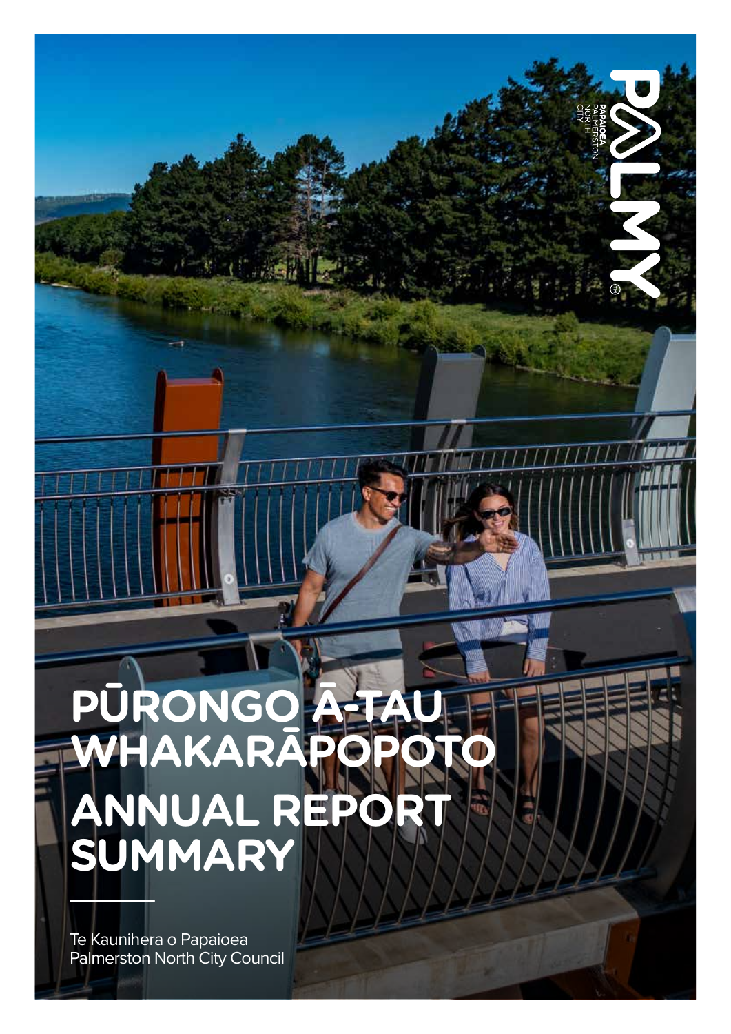PALMY

PAPAIOEA
PALMERSTON
NORTH
CITY

# PŪRONGO Ā-TAU WHAKARĀPOPOTO

# ANNUAL REPORT SUMMARY

Te Kaunihera o Papaioea
Palmerston North City Council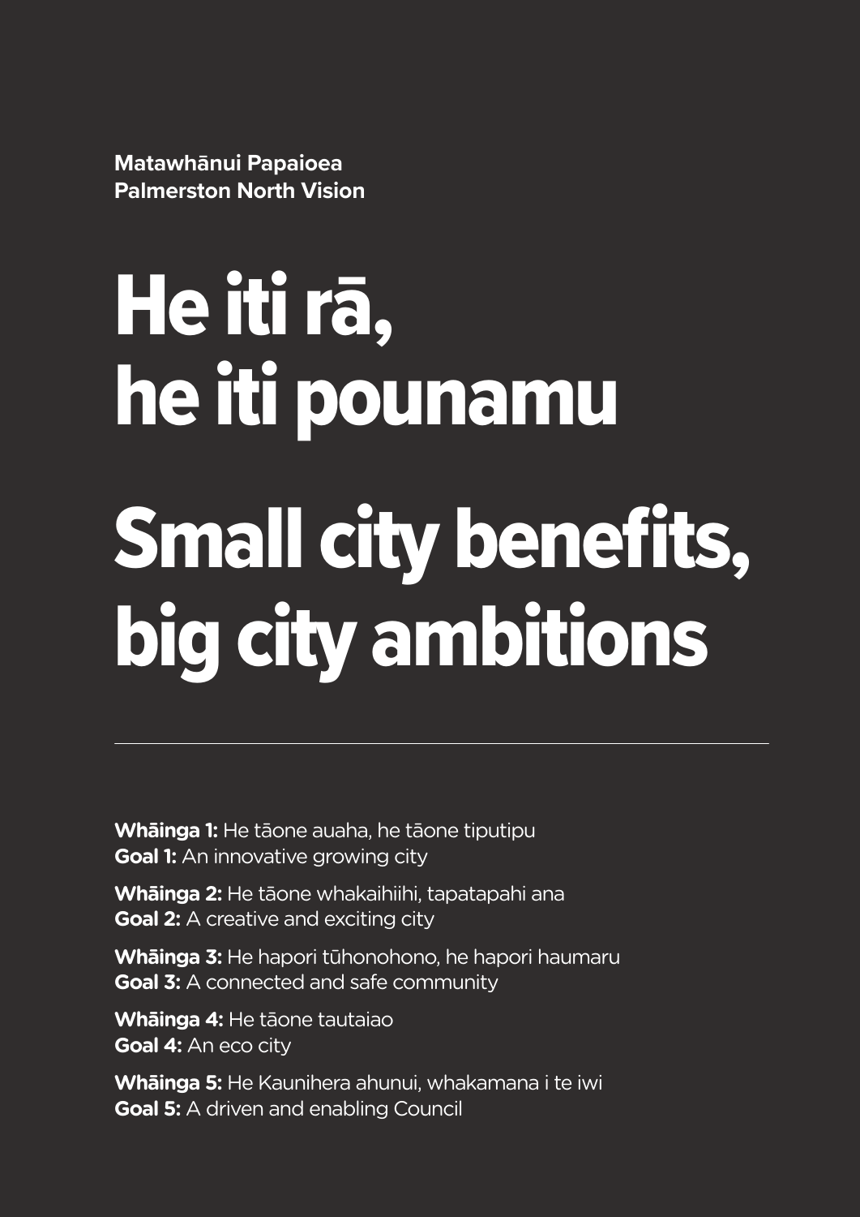**Matawhānui Papaioea**
**Palmerston North Vision**

# He iti rā, he iti pounamu

# Small city benefits, big city ambitions

---

**Whāinga 1:** He tāone auaha, he tāone tiputipu
**Goal 1:** An innovative growing city

**Whāinga 2:** He tāone whakaihiihi, tapatapahi ana
**Goal 2:** A creative and exciting city

**Whāinga 3:** He hapori tūhonohono, he hapori haumaru
**Goal 3:** A connected and safe community

**Whāinga 4:** He tāone tautaiao
**Goal 4:** An eco city

**Whāinga 5:** He Kaunihera ahunui, whakamana i te iwi
**Goal 5:** A driven and enabling Council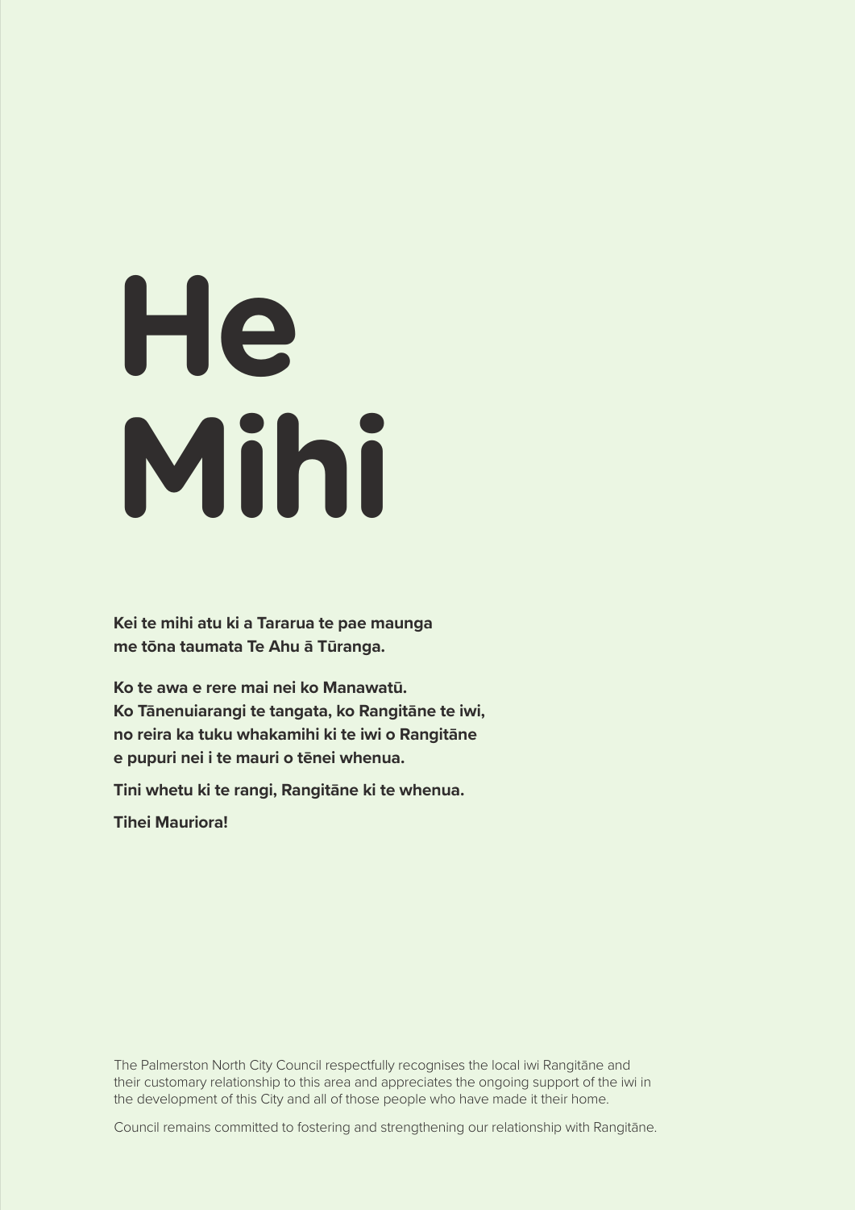# He Mihi

**Kei te mihi atu ki a Tararua te pae maunga**
**me tōna taumata Te Ahu ā Tūranga.**

**Ko te awa e rere mai nei ko Manawatū.**
**Ko Tānenuiarangi te tangata, ko Rangitāne te iwi,**
**no reira ka tuku whakamihi ki te iwi o Rangitāne**
**e pupuri nei i te mauri o tēnei whenua.**

**Tini whetu ki te rangi, Rangitāne ki te whenua.**

**Tihei Mauriora!**

The Palmerston North City Council respectfully recognises the local iwi Rangitāne and their customary relationship to this area and appreciates the ongoing support of the iwi in the development of this City and all of those people who have made it their home.

Council remains committed to fostering and strengthening our relationship with Rangitāne.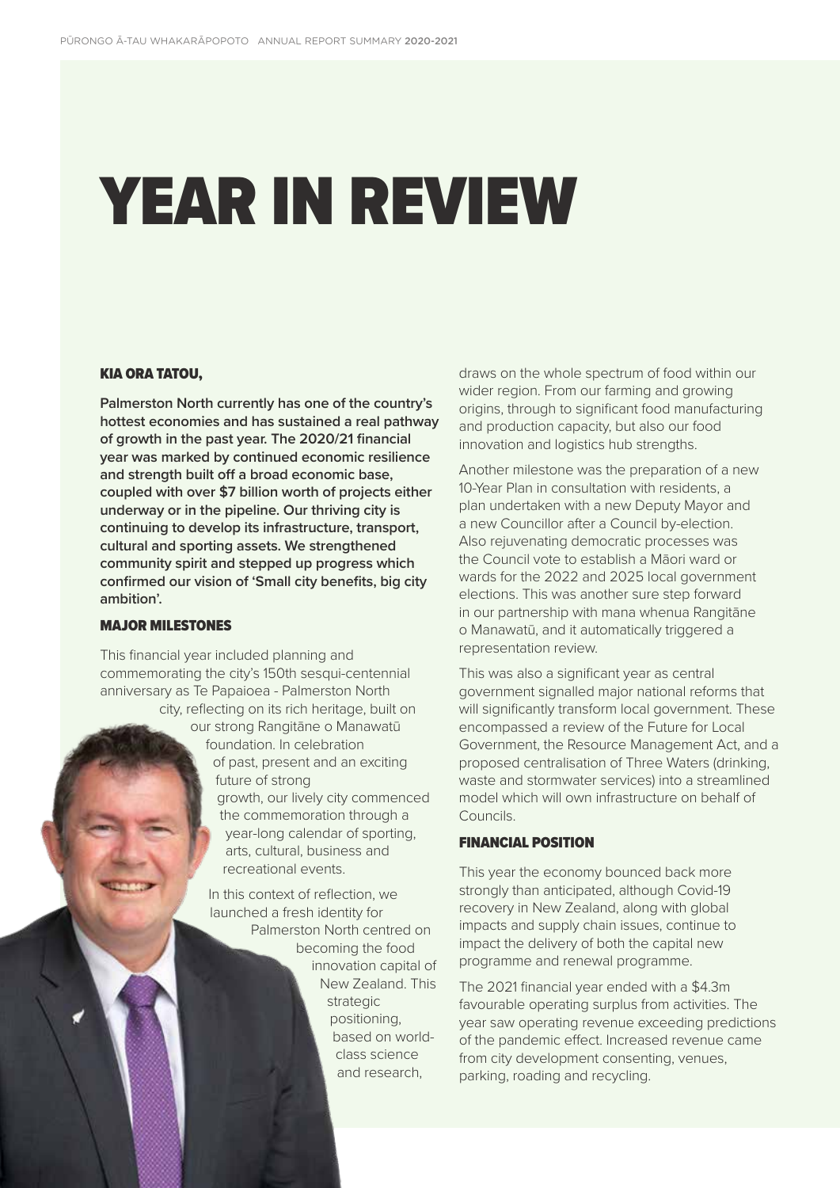# YEAR IN REVIEW

## KIA ORA TATOU,

**Palmerston North currently has one of the country's hottest economies and has sustained a real pathway of growth in the past year. The 2020/21 financial year was marked by continued economic resilience and strength built off a broad economic base, coupled with over $7 billion worth of projects either underway or in the pipeline. Our thriving city is continuing to develop its infrastructure, transport, cultural and sporting assets. We strengthened community spirit and stepped up progress which confirmed our vision of 'Small city benefits, big city ambition'.**

## MAJOR MILESTONES

This financial year included planning and commemorating the city's 150th sesqui-centennial anniversary as Te Papaioea - Palmerston North city, reflecting on its rich heritage, built on our strong Rangitāne o Manawatū foundation. In celebration of past, present and an exciting future of strong growth, our lively city commenced the commemoration through a year-long calendar of sporting, arts, cultural, business and recreational events.

In this context of reflection, we launched a fresh identity for Palmerston North centred on becoming the food innovation capital of New Zealand. This strategic positioning, based on world-class science and research, draws on the whole spectrum of food within our wider region. From our farming and growing origins, through to significant food manufacturing and production capacity, but also our food innovation and logistics hub strengths.

Another milestone was the preparation of a new 10-Year Plan in consultation with residents, a plan undertaken with a new Deputy Mayor and a new Councillor after a Council by-election. Also rejuvenating democratic processes was the Council vote to establish a Māori ward or wards for the 2022 and 2025 local government elections. This was another sure step forward in our partnership with mana whenua Rangitāne o Manawatū, and it automatically triggered a representation review.

This was also a significant year as central government signalled major national reforms that will significantly transform local government. These encompassed a review of the Future for Local Government, the Resource Management Act, and a proposed centralisation of Three Waters (drinking, waste and stormwater services) into a streamlined model which will own infrastructure on behalf of Councils.

## FINANCIAL POSITION

This year the economy bounced back more strongly than anticipated, although Covid-19 recovery in New Zealand, along with global impacts and supply chain issues, continue to impact the delivery of both the capital new programme and renewal programme.

The 2021 financial year ended with a $4.3m favourable operating surplus from activities. The year saw operating revenue exceeding predictions of the pandemic effect. Increased revenue came from city development consenting, venues, parking, roading and recycling.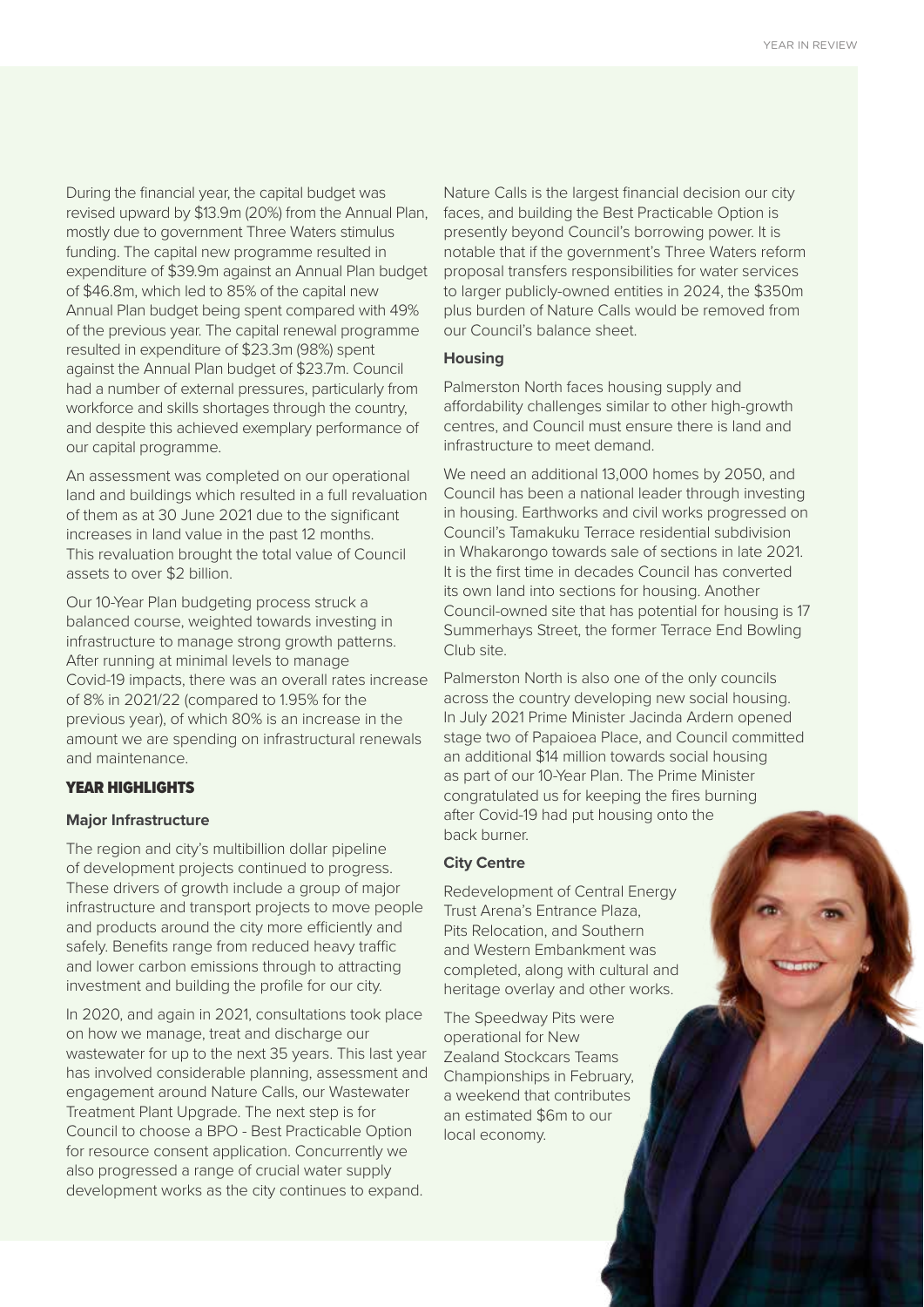During the financial year, the capital budget was revised upward by $13.9m (20%) from the Annual Plan, mostly due to government Three Waters stimulus funding. The capital new programme resulted in expenditure of $39.9m against an Annual Plan budget of $46.8m, which led to 85% of the capital new Annual Plan budget being spent compared with 49% of the previous year. The capital renewal programme resulted in expenditure of $23.3m (98%) spent against the Annual Plan budget of $23.7m. Council had a number of external pressures, particularly from workforce and skills shortages through the country, and despite this achieved exemplary performance of our capital programme.

An assessment was completed on our operational land and buildings which resulted in a full revaluation of them as at 30 June 2021 due to the significant increases in land value in the past 12 months. This revaluation brought the total value of Council assets to over $2 billion.

Our 10-Year Plan budgeting process struck a balanced course, weighted towards investing in infrastructure to manage strong growth patterns. After running at minimal levels to manage Covid-19 impacts, there was an overall rates increase of 8% in 2021/22 (compared to 1.95% for the previous year), of which 80% is an increase in the amount we are spending on infrastructural renewals and maintenance.

## YEAR HIGHLIGHTS

### Major Infrastructure

The region and city's multibillion dollar pipeline of development projects continued to progress. These drivers of growth include a group of major infrastructure and transport projects to move people and products around the city more efficiently and safely. Benefits range from reduced heavy traffic and lower carbon emissions through to attracting investment and building the profile for our city.

In 2020, and again in 2021, consultations took place on how we manage, treat and discharge our wastewater for up to the next 35 years. This last year has involved considerable planning, assessment and engagement around Nature Calls, our Wastewater Treatment Plant Upgrade. The next step is for Council to choose a BPO - Best Practicable Option for resource consent application. Concurrently we also progressed a range of crucial water supply development works as the city continues to expand.

Nature Calls is the largest financial decision our city faces, and building the Best Practicable Option is presently beyond Council's borrowing power. It is notable that if the government's Three Waters reform proposal transfers responsibilities for water services to larger publicly-owned entities in 2024, the $350m plus burden of Nature Calls would be removed from our Council's balance sheet.

### Housing

Palmerston North faces housing supply and affordability challenges similar to other high-growth centres, and Council must ensure there is land and infrastructure to meet demand.

We need an additional 13,000 homes by 2050, and Council has been a national leader through investing in housing. Earthworks and civil works progressed on Council's Tamakuku Terrace residential subdivision in Whakarongo towards sale of sections in late 2021. It is the first time in decades Council has converted its own land into sections for housing. Another Council-owned site that has potential for housing is 17 Summerhays Street, the former Terrace End Bowling Club site.

Palmerston North is also one of the only councils across the country developing new social housing. In July 2021 Prime Minister Jacinda Ardern opened stage two of Papaioea Place, and Council committed an additional $14 million towards social housing as part of our 10-Year Plan. The Prime Minister congratulated us for keeping the fires burning after Covid-19 had put housing onto the back burner.

### City Centre

Redevelopment of Central Energy Trust Arena's Entrance Plaza, Pits Relocation, and Southern and Western Embankment was completed, along with cultural and heritage overlay and other works.

The Speedway Pits were operational for New Zealand Stockcars Teams Championships in February, a weekend that contributes an estimated $6m to our local economy.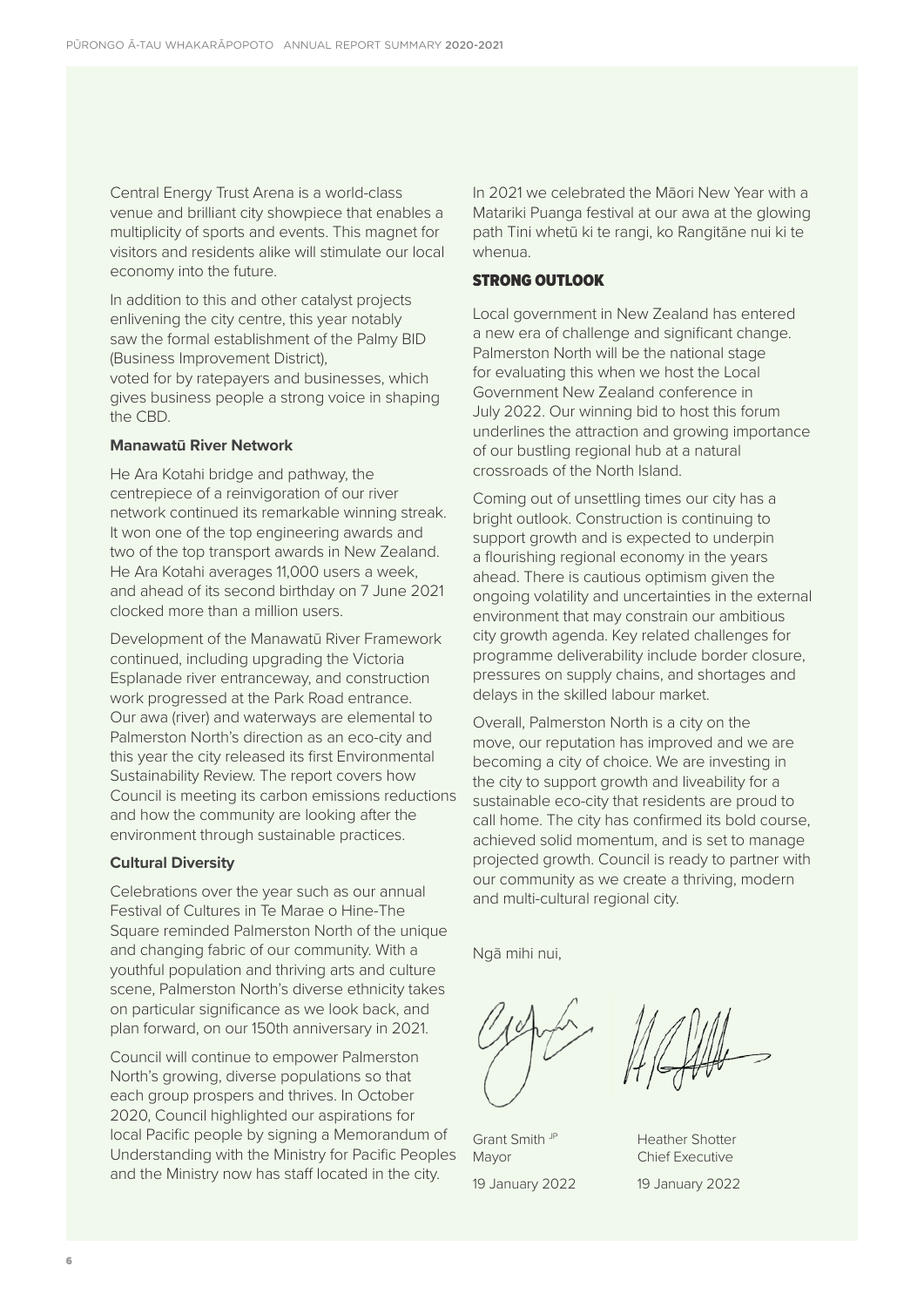Central Energy Trust Arena is a world-class venue and brilliant city showpiece that enables a multiplicity of sports and events. This magnet for visitors and residents alike will stimulate our local economy into the future.

In addition to this and other catalyst projects enlivening the city centre, this year notably saw the formal establishment of the Palmy BID (Business Improvement District), voted for by ratepayers and businesses, which gives business people a strong voice in shaping the CBD.

**Manawatū River Network**

He Ara Kotahi bridge and pathway, the centrepiece of a reinvigoration of our river network continued its remarkable winning streak. It won one of the top engineering awards and two of the top transport awards in New Zealand. He Ara Kotahi averages 11,000 users a week, and ahead of its second birthday on 7 June 2021 clocked more than a million users.

Development of the Manawatū River Framework continued, including upgrading the Victoria Esplanade river entranceway, and construction work progressed at the Park Road entrance. Our awa (river) and waterways are elemental to Palmerston North's direction as an eco-city and this year the city released its first Environmental Sustainability Review. The report covers how Council is meeting its carbon emissions reductions and how the community are looking after the environment through sustainable practices.

**Cultural Diversity**

Celebrations over the year such as our annual Festival of Cultures in Te Marae o Hine-The Square reminded Palmerston North of the unique and changing fabric of our community. With a youthful population and thriving arts and culture scene, Palmerston North's diverse ethnicity takes on particular significance as we look back, and plan forward, on our 150th anniversary in 2021.

Council will continue to empower Palmerston North's growing, diverse populations so that each group prospers and thrives. In October 2020, Council highlighted our aspirations for local Pacific people by signing a Memorandum of Understanding with the Ministry for Pacific Peoples and the Ministry now has staff located in the city.

In 2021 we celebrated the Māori New Year with a Matariki Puanga festival at our awa at the glowing path Tini whetū ki te rangi, ko Rangitāne nui ki te whenua.

## STRONG OUTLOOK

Local government in New Zealand has entered a new era of challenge and significant change. Palmerston North will be the national stage for evaluating this when we host the Local Government New Zealand conference in July 2022. Our winning bid to host this forum underlines the attraction and growing importance of our bustling regional hub at a natural crossroads of the North Island.

Coming out of unsettling times our city has a bright outlook. Construction is continuing to support growth and is expected to underpin a flourishing regional economy in the years ahead. There is cautious optimism given the ongoing volatility and uncertainties in the external environment that may constrain our ambitious city growth agenda. Key related challenges for programme deliverability include border closure, pressures on supply chains, and shortages and delays in the skilled labour market.

Overall, Palmerston North is a city on the move, our reputation has improved and we are becoming a city of choice. We are investing in the city to support growth and liveability for a sustainable eco-city that residents are proud to call home. The city has confirmed its bold course, achieved solid momentum, and is set to manage projected growth. Council is ready to partner with our community as we create a thriving, modern and multi-cultural regional city.

Ngā mihi nui,

| Grant Smith JP | Heather Shotter |
| --- | --- |
| Mayor | Chief Executive |
| 19 January 2022 | 19 January 2022 |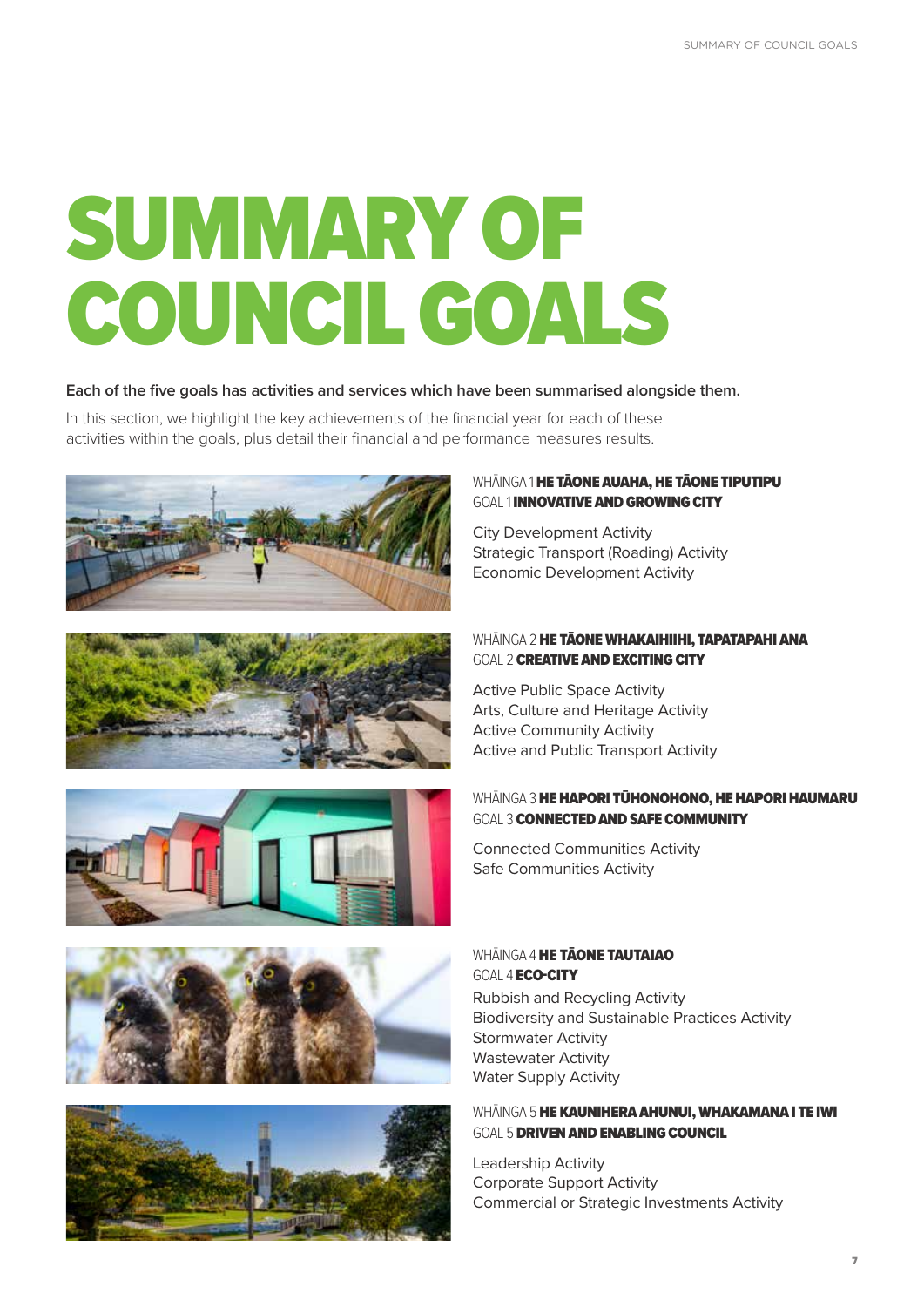# SUMMARY OF COUNCIL GOALS

**Each of the five goals has activities and services which have been summarised alongside them.**

In this section, we highlight the key achievements of the financial year for each of these activities within the goals, plus detail their financial and performance measures results.

### WHĀINGA 1 **HE TĀONE AUAHA, HE TĀONE TIPUTIPU**
### GOAL 1 **INNOVATIVE AND GROWING CITY**

City Development Activity
Strategic Transport (Roading) Activity
Economic Development Activity

### WHĀINGA 2 **HE TĀONE WHAKAIHIIHI, TAPATAPAHI ANA**
### GOAL 2 **CREATIVE AND EXCITING CITY**

Active Public Space Activity
Arts, Culture and Heritage Activity
Active Community Activity
Active and Public Transport Activity

### WHĀINGA 3 **HE HAPORI TŪHONOHONO, HE HAPORI HAUMARU**
### GOAL 3 **CONNECTED AND SAFE COMMUNITY**

Connected Communities Activity
Safe Communities Activity

### WHĀINGA 4 **HE TĀONE TAUTAIAO**
### GOAL 4 **ECO-CITY**

Rubbish and Recycling Activity
Biodiversity and Sustainable Practices Activity
Stormwater Activity
Wastewater Activity
Water Supply Activity

### WHĀINGA 5 **HE KAUNIHERA AHUNUI, WHAKAMANA I TE IWI**
### GOAL 5 **DRIVEN AND ENABLING COUNCIL**

Leadership Activity
Corporate Support Activity
Commercial or Strategic Investments Activity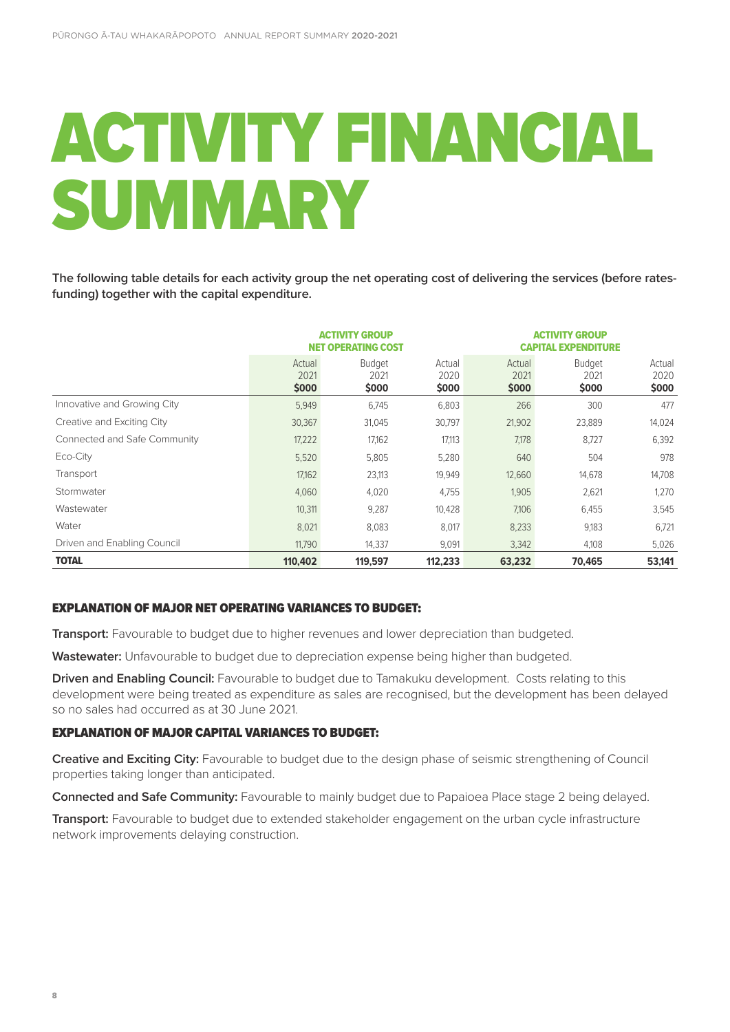# ACTIVITY FINANCIAL SUMMARY

**The following table details for each activity group the net operating cost of delivering the services (before rates-funding) together with the capital expenditure.**

| | ACTIVITY GROUP NET OPERATING COST | | | ACTIVITY GROUP CAPITAL EXPENDITURE | | |
|---|---|---|---|---|---|---|
| | Actual 2021 $000 | Budget 2021 $000 | Actual 2020 $000 | Actual 2021 $000 | Budget 2021 $000 | Actual 2020 $000 |
| Innovative and Growing City | 5,949 | 6,745 | 6,803 | 266 | 300 | 477 |
| Creative and Exciting City | 30,367 | 31,045 | 30,797 | 21,902 | 23,889 | 14,024 |
| Connected and Safe Community | 17,222 | 17,162 | 17,113 | 7,178 | 8,727 | 6,392 |
| Eco-City | 5,520 | 5,805 | 5,280 | 640 | 504 | 978 |
| Transport | 17,162 | 23,113 | 19,949 | 12,660 | 14,678 | 14,708 |
| Stormwater | 4,060 | 4,020 | 4,755 | 1,905 | 2,621 | 1,270 |
| Wastewater | 10,311 | 9,287 | 10,428 | 7,106 | 6,455 | 3,545 |
| Water | 8,021 | 8,083 | 8,017 | 8,233 | 9,183 | 6,721 |
| Driven and Enabling Council | 11,790 | 14,337 | 9,091 | 3,342 | 4,108 | 5,026 |
| **TOTAL** | **110,402** | **119,597** | **112,233** | **63,232** | **70,465** | **53,141** |

### EXPLANATION OF MAJOR NET OPERATING VARIANCES TO BUDGET:

**Transport:** Favourable to budget due to higher revenues and lower depreciation than budgeted.

**Wastewater:** Unfavourable to budget due to depreciation expense being higher than budgeted.

**Driven and Enabling Council:** Favourable to budget due to Tamakuku development. Costs relating to this development were being treated as expenditure as sales are recognised, but the development has been delayed so no sales had occurred as at 30 June 2021.

### EXPLANATION OF MAJOR CAPITAL VARIANCES TO BUDGET:

**Creative and Exciting City:** Favourable to budget due to the design phase of seismic strengthening of Council properties taking longer than anticipated.

**Connected and Safe Community:** Favourable to mainly budget due to Papaioea Place stage 2 being delayed.

**Transport:** Favourable to budget due to extended stakeholder engagement on the urban cycle infrastructure network improvements delaying construction.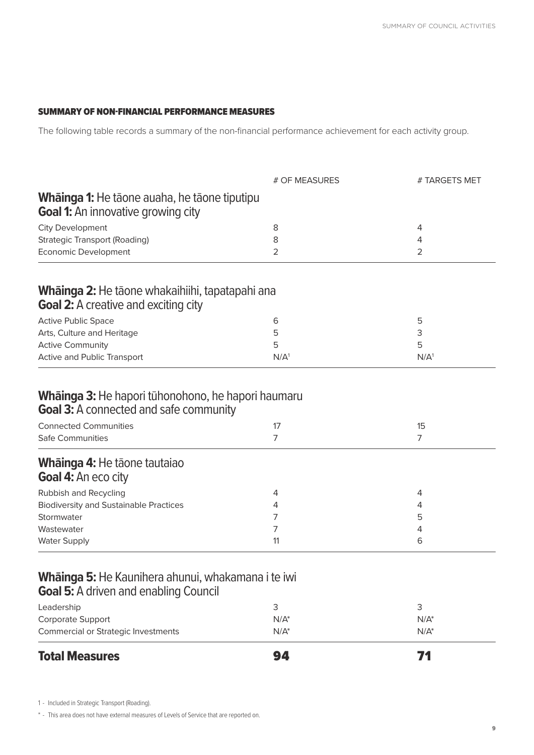## SUMMARY OF NON-FINANCIAL PERFORMANCE MEASURES

The following table records a summary of the non-financial performance achievement for each activity group.

| | # OF MEASURES | # TARGETS MET |
|---|---|---|
| **Whāinga 1:** He tāone auaha, he tāone tiputipu<br>**Goal 1:** An innovative growing city | | |
| City Development | 8 | 4 |
| Strategic Transport (Roading) | 8 | 4 |
| Economic Development | 2 | 2 |
| **Whāinga 2:** He tāone whakaihiihi, tapatapahi ana<br>**Goal 2:** A creative and exciting city | | |
| Active Public Space | 6 | 5 |
| Arts, Culture and Heritage | 5 | 3 |
| Active Community | 5 | 5 |
| Active and Public Transport | N/A[1] | N/A[1] |
| **Whāinga 3:** He hapori tūhonohono, he hapori haumaru<br>**Goal 3:** A connected and safe community | | |
| Connected Communities | 17 | 15 |
| Safe Communities | 7 | 7 |
| **Whāinga 4:** He tāone tautaiao<br>**Goal 4:** An eco city | | |
| Rubbish and Recycling | 4 | 4 |
| Biodiversity and Sustainable Practices | 4 | 4 |
| Stormwater | 7 | 5 |
| Wastewater | 7 | 4 |
| Water Supply | 11 | 6 |
| **Whāinga 5:** He Kaunihera ahunui, whakamana i te iwi<br>**Goal 5:** A driven and enabling Council | | |
| Leadership | 3 | 3 |
| Corporate Support | N/A* | N/A* |
| Commercial or Strategic Investments | N/A* | N/A* |
| **Total Measures** | **94** | **71** |

1 - Included in Strategic Transport (Roading).

* - This area does not have external measures of Levels of Service that are reported on.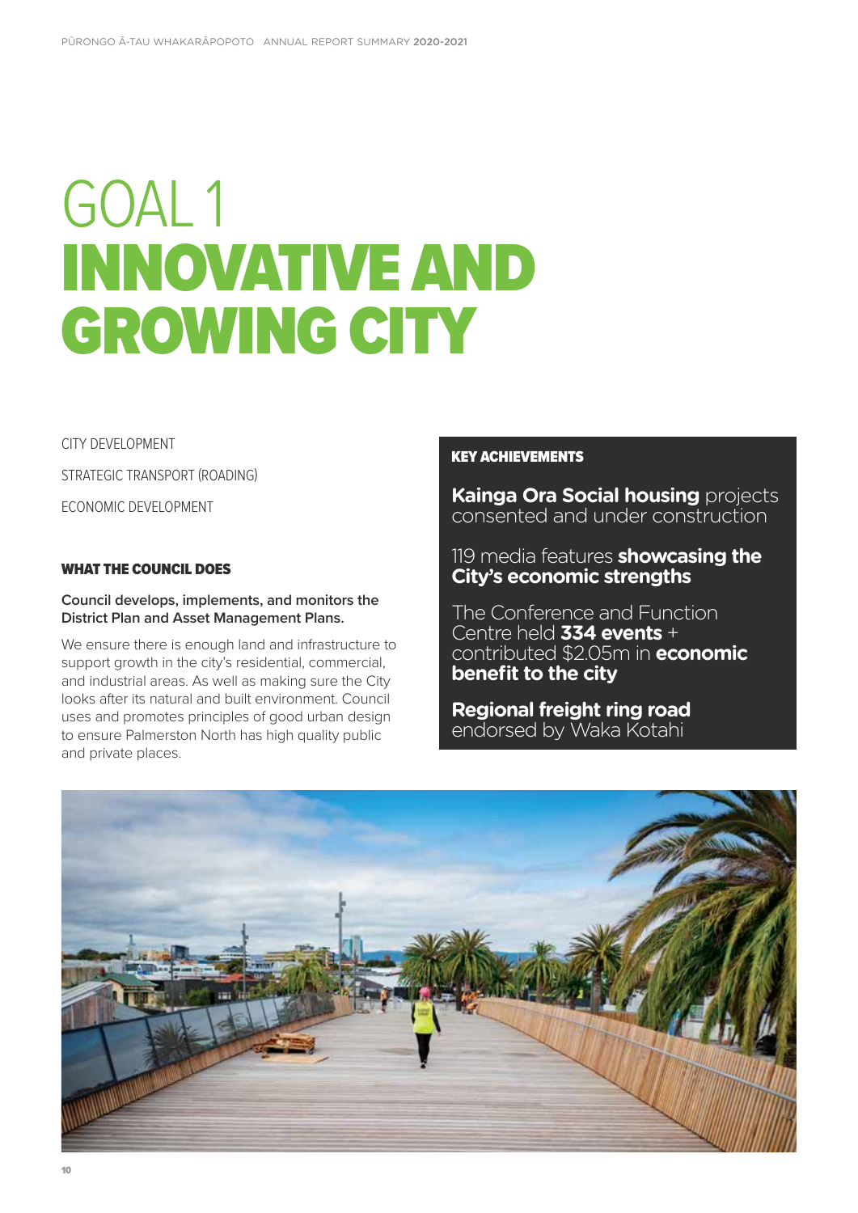# GOAL 1
# INNOVATIVE AND GROWING CITY

CITY DEVELOPMENT

STRATEGIC TRANSPORT (ROADING)

ECONOMIC DEVELOPMENT

### WHAT THE COUNCIL DOES

**Council develops, implements, and monitors the District Plan and Asset Management Plans.**

We ensure there is enough land and infrastructure to support growth in the city's residential, commercial, and industrial areas. As well as making sure the City looks after its natural and built environment. Council uses and promotes principles of good urban design to ensure Palmerston North has high quality public and private places.

### KEY ACHIEVEMENTS

**Kainga Ora Social housing** projects consented and under construction

119 media features **showcasing the City's economic strengths**

The Conference and Function Centre held **334 events** + contributed $2.05m in **economic benefit to the city**

**Regional freight ring road** endorsed by Waka Kotahi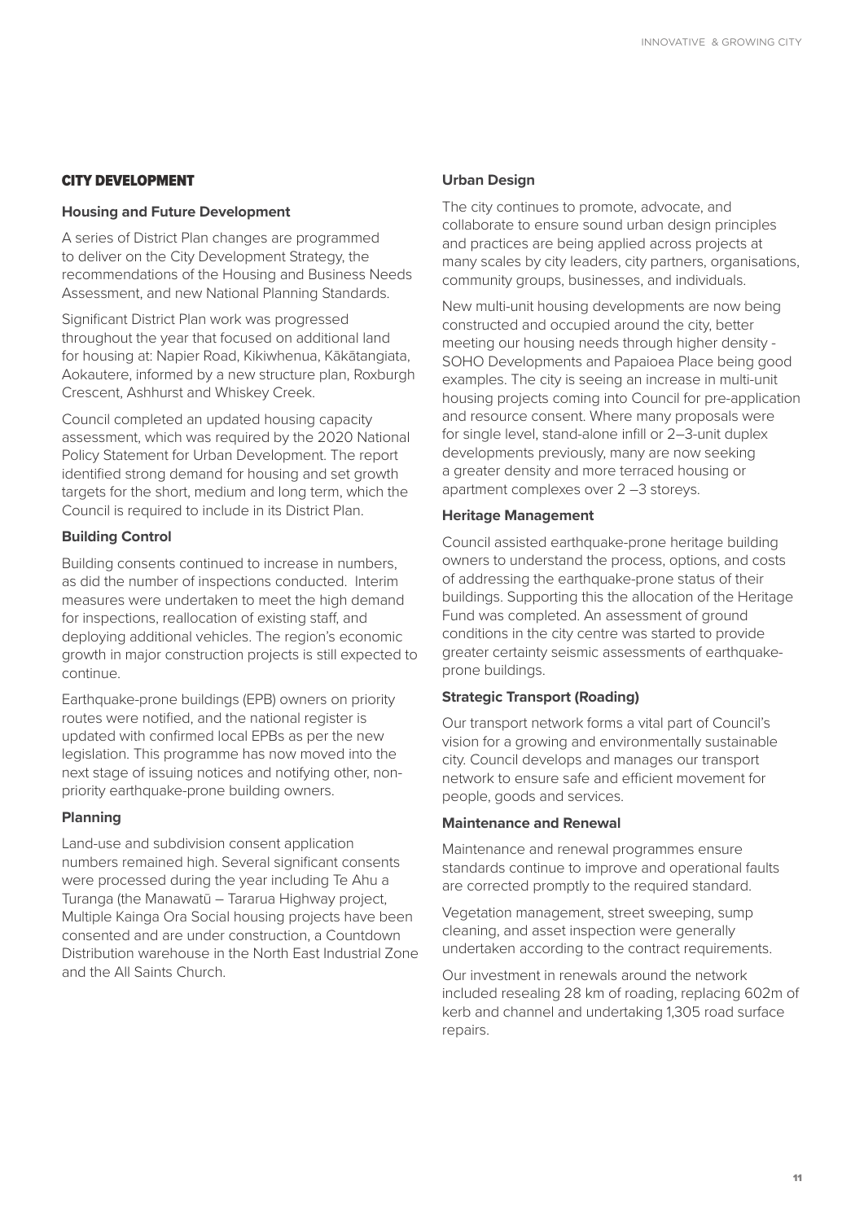## CITY DEVELOPMENT

### Housing and Future Development

A series of District Plan changes are programmed to deliver on the City Development Strategy, the recommendations of the Housing and Business Needs Assessment, and new National Planning Standards.

Significant District Plan work was progressed throughout the year that focused on additional land for housing at: Napier Road, Kikiwhenua, Kākātangiata, Aokautere, informed by a new structure plan, Roxburgh Crescent, Ashhurst and Whiskey Creek.

Council completed an updated housing capacity assessment, which was required by the 2020 National Policy Statement for Urban Development. The report identified strong demand for housing and set growth targets for the short, medium and long term, which the Council is required to include in its District Plan.

### Building Control

Building consents continued to increase in numbers, as did the number of inspections conducted. Interim measures were undertaken to meet the high demand for inspections, reallocation of existing staff, and deploying additional vehicles. The region's economic growth in major construction projects is still expected to continue.

Earthquake-prone buildings (EPB) owners on priority routes were notified, and the national register is updated with confirmed local EPBs as per the new legislation. This programme has now moved into the next stage of issuing notices and notifying other, non-priority earthquake-prone building owners.

### Planning

Land-use and subdivision consent application numbers remained high. Several significant consents were processed during the year including Te Ahu a Turanga (the Manawatū – Tararua Highway project, Multiple Kainga Ora Social housing projects have been consented and are under construction, a Countdown Distribution warehouse in the North East Industrial Zone and the All Saints Church.

### Urban Design

The city continues to promote, advocate, and collaborate to ensure sound urban design principles and practices are being applied across projects at many scales by city leaders, city partners, organisations, community groups, businesses, and individuals.

New multi-unit housing developments are now being constructed and occupied around the city, better meeting our housing needs through higher density - SOHO Developments and Papaioea Place being good examples. The city is seeing an increase in multi-unit housing projects coming into Council for pre-application and resource consent. Where many proposals were for single level, stand-alone infill or 2–3-unit duplex developments previously, many are now seeking a greater density and more terraced housing or apartment complexes over 2 –3 storeys.

### Heritage Management

Council assisted earthquake-prone heritage building owners to understand the process, options, and costs of addressing the earthquake-prone status of their buildings. Supporting this the allocation of the Heritage Fund was completed. An assessment of ground conditions in the city centre was started to provide greater certainty seismic assessments of earthquake-prone buildings.

### Strategic Transport (Roading)

Our transport network forms a vital part of Council's vision for a growing and environmentally sustainable city. Council develops and manages our transport network to ensure safe and efficient movement for people, goods and services.

### Maintenance and Renewal

Maintenance and renewal programmes ensure standards continue to improve and operational faults are corrected promptly to the required standard.

Vegetation management, street sweeping, sump cleaning, and asset inspection were generally undertaken according to the contract requirements.

Our investment in renewals around the network included resealing 28 km of roading, replacing 602m of kerb and channel and undertaking 1,305 road surface repairs.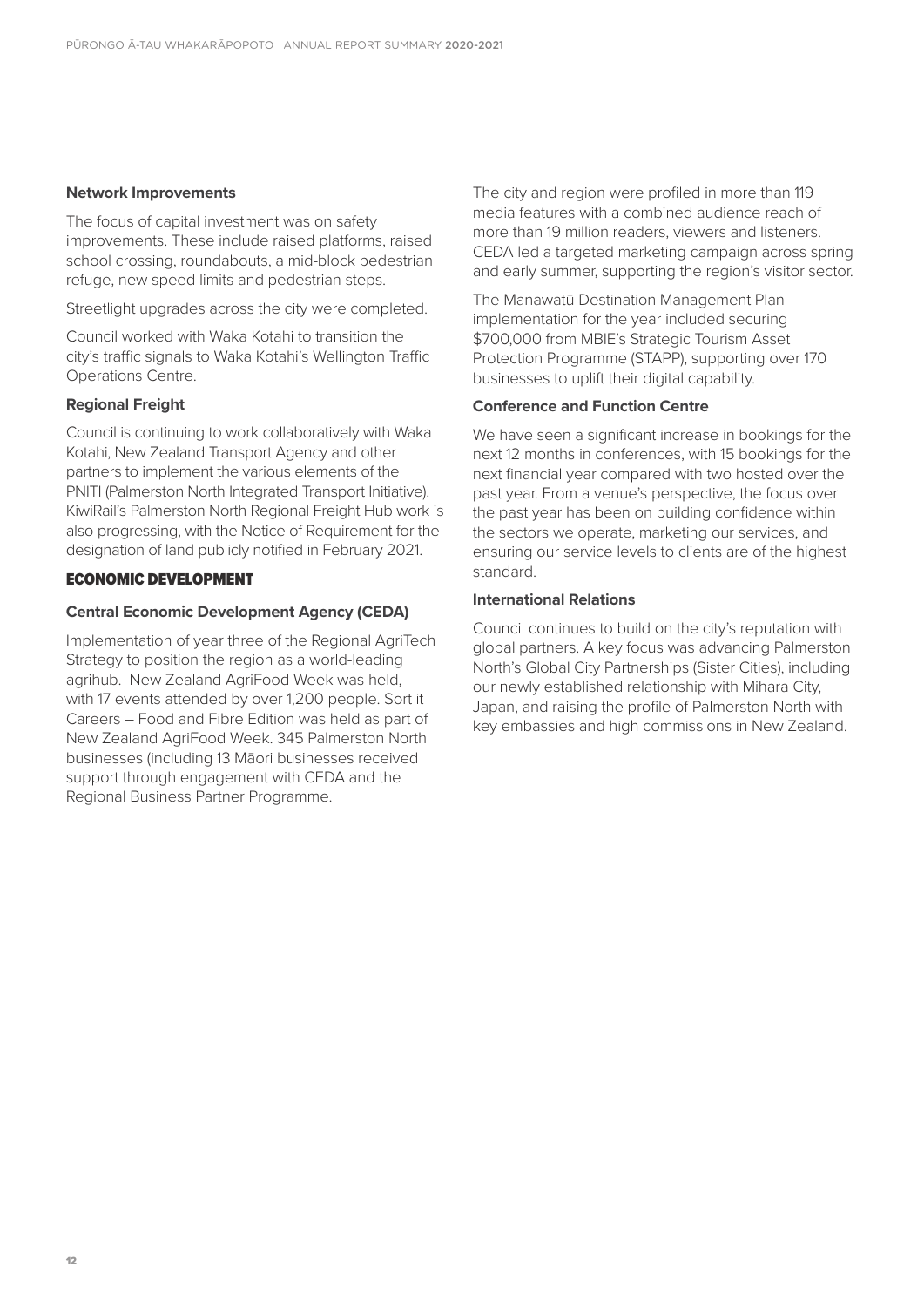### Network Improvements

The focus of capital investment was on safety improvements. These include raised platforms, raised school crossing, roundabouts, a mid-block pedestrian refuge, new speed limits and pedestrian steps.

Streetlight upgrades across the city were completed.

Council worked with Waka Kotahi to transition the city's traffic signals to Waka Kotahi's Wellington Traffic Operations Centre.

### Regional Freight

Council is continuing to work collaboratively with Waka Kotahi, New Zealand Transport Agency and other partners to implement the various elements of the PNITI (Palmerston North Integrated Transport Initiative). KiwiRail's Palmerston North Regional Freight Hub work is also progressing, with the Notice of Requirement for the designation of land publicly notified in February 2021.

## ECONOMIC DEVELOPMENT

### Central Economic Development Agency (CEDA)

Implementation of year three of the Regional AgriTech Strategy to position the region as a world-leading agrihub. New Zealand AgriFood Week was held, with 17 events attended by over 1,200 people. Sort it Careers – Food and Fibre Edition was held as part of New Zealand AgriFood Week. 345 Palmerston North businesses (including 13 Māori businesses received support through engagement with CEDA and the Regional Business Partner Programme.

The city and region were profiled in more than 119 media features with a combined audience reach of more than 19 million readers, viewers and listeners. CEDA led a targeted marketing campaign across spring and early summer, supporting the region's visitor sector.

The Manawatū Destination Management Plan implementation for the year included securing $700,000 from MBIE's Strategic Tourism Asset Protection Programme (STAPP), supporting over 170 businesses to uplift their digital capability.

### Conference and Function Centre

We have seen a significant increase in bookings for the next 12 months in conferences, with 15 bookings for the next financial year compared with two hosted over the past year. From a venue's perspective, the focus over the past year has been on building confidence within the sectors we operate, marketing our services, and ensuring our service levels to clients are of the highest standard.

### International Relations

Council continues to build on the city's reputation with global partners. A key focus was advancing Palmerston North's Global City Partnerships (Sister Cities), including our newly established relationship with Mihara City, Japan, and raising the profile of Palmerston North with key embassies and high commissions in New Zealand.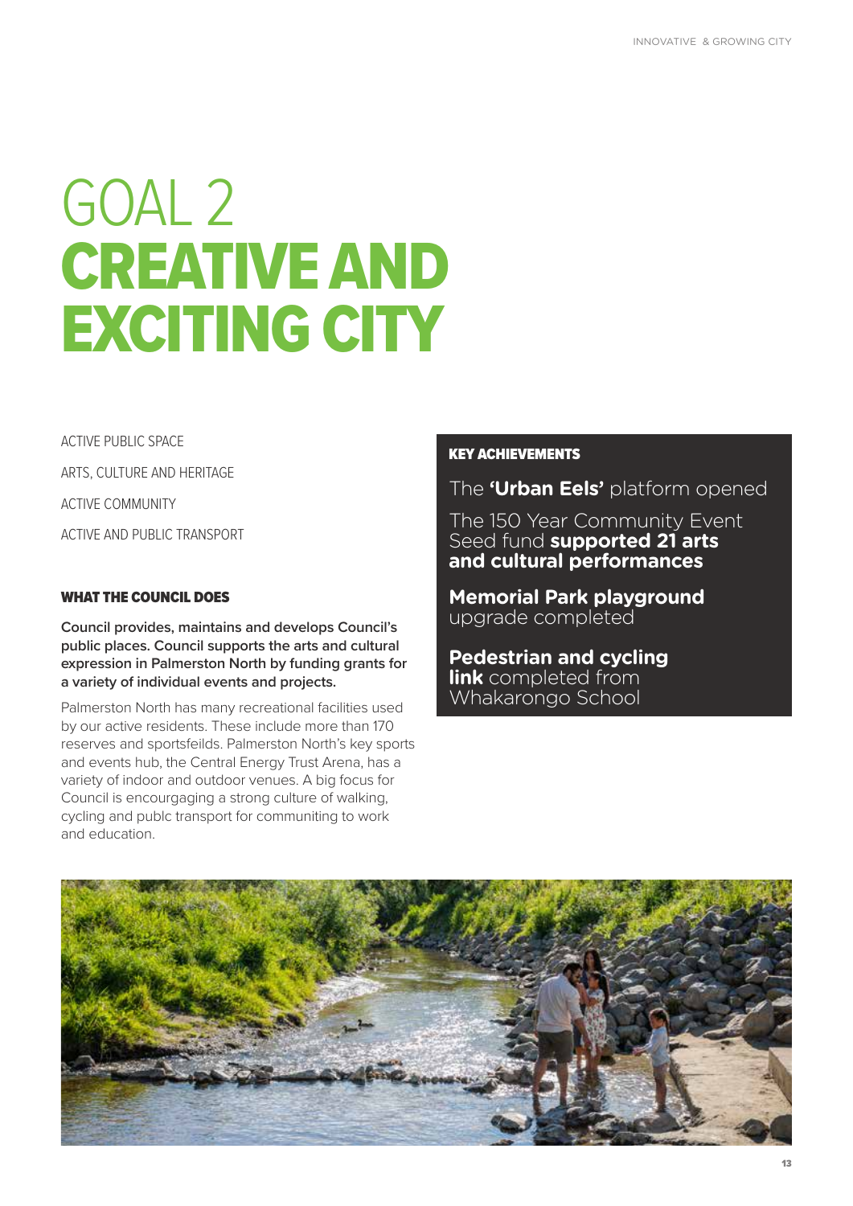# GOAL 2
# CREATIVE AND EXCITING CITY

ACTIVE PUBLIC SPACE

ARTS, CULTURE AND HERITAGE

ACTIVE COMMUNITY

ACTIVE AND PUBLIC TRANSPORT

### WHAT THE COUNCIL DOES

**Council provides, maintains and develops Council's public places. Council supports the arts and cultural expression in Palmerston North by funding grants for a variety of individual events and projects.**

Palmerston North has many recreational facilities used by our active residents. These include more than 170 reserves and sportsfeilds. Palmerston North's key sports and events hub, the Central Energy Trust Arena, has a variety of indoor and outdoor venues. A big focus for Council is encourgaging a strong culture of walking, cycling and publc transport for communiting to work and education.

### KEY ACHIEVEMENTS

The **'Urban Eels'** platform opened

The 150 Year Community Event Seed fund **supported 21 arts and cultural performances**

**Memorial Park playground** upgrade completed

**Pedestrian and cycling link** completed from Whakarongo School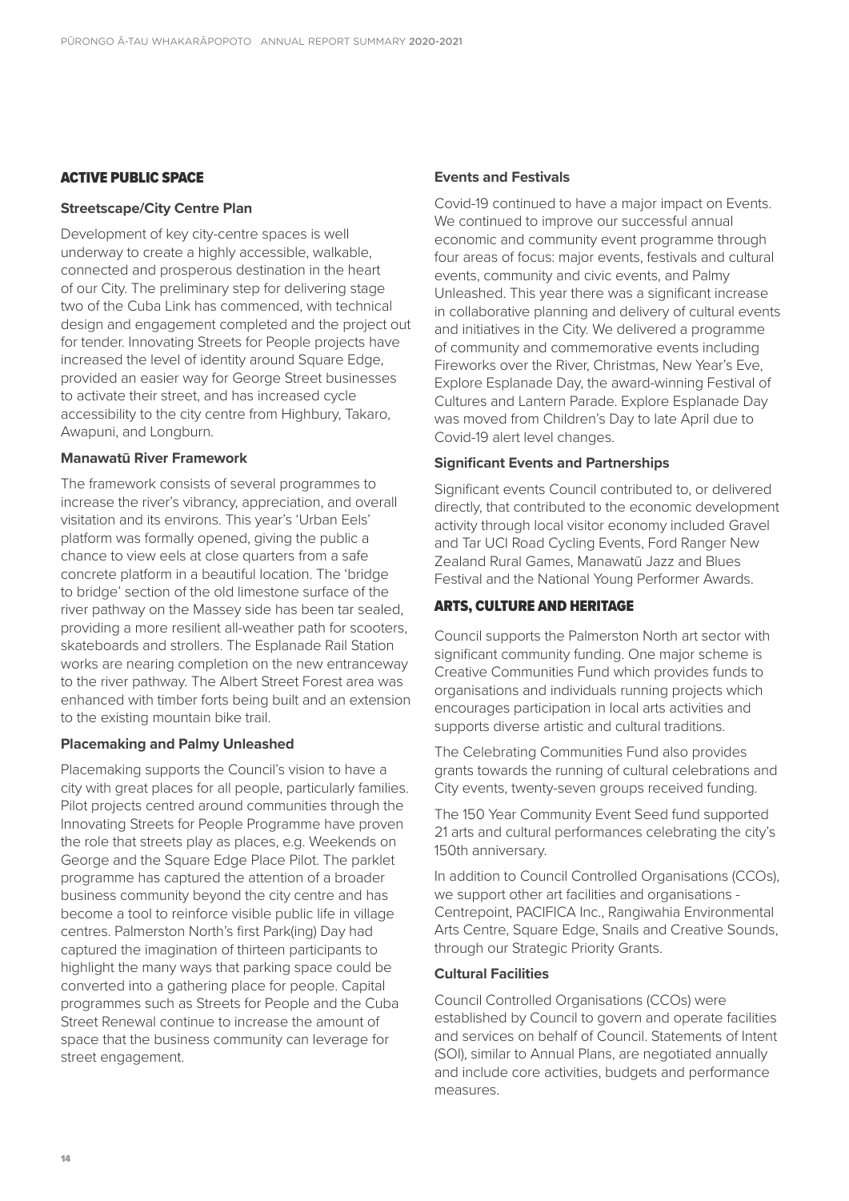## ACTIVE PUBLIC SPACE

### Streetscape/City Centre Plan

Development of key city-centre spaces is well underway to create a highly accessible, walkable, connected and prosperous destination in the heart of our City. The preliminary step for delivering stage two of the Cuba Link has commenced, with technical design and engagement completed and the project out for tender. Innovating Streets for People projects have increased the level of identity around Square Edge, provided an easier way for George Street businesses to activate their street, and has increased cycle accessibility to the city centre from Highbury, Takaro, Awapuni, and Longburn.

### Manawatū River Framework

The framework consists of several programmes to increase the river's vibrancy, appreciation, and overall visitation and its environs. This year's 'Urban Eels' platform was formally opened, giving the public a chance to view eels at close quarters from a safe concrete platform in a beautiful location. The 'bridge to bridge' section of the old limestone surface of the river pathway on the Massey side has been tar sealed, providing a more resilient all-weather path for scooters, skateboards and strollers. The Esplanade Rail Station works are nearing completion on the new entranceway to the river pathway. The Albert Street Forest area was enhanced with timber forts being built and an extension to the existing mountain bike trail.

### Placemaking and Palmy Unleashed

Placemaking supports the Council's vision to have a city with great places for all people, particularly families. Pilot projects centred around communities through the Innovating Streets for People Programme have proven the role that streets play as places, e.g. Weekends on George and the Square Edge Place Pilot. The parklet programme has captured the attention of a broader business community beyond the city centre and has become a tool to reinforce visible public life in village centres. Palmerston North's first Park(ing) Day had captured the imagination of thirteen participants to highlight the many ways that parking space could be converted into a gathering place for people. Capital programmes such as Streets for People and the Cuba Street Renewal continue to increase the amount of space that the business community can leverage for street engagement.

### Events and Festivals

Covid-19 continued to have a major impact on Events. We continued to improve our successful annual economic and community event programme through four areas of focus: major events, festivals and cultural events, community and civic events, and Palmy Unleashed. This year there was a significant increase in collaborative planning and delivery of cultural events and initiatives in the City. We delivered a programme of community and commemorative events including Fireworks over the River, Christmas, New Year's Eve, Explore Esplanade Day, the award-winning Festival of Cultures and Lantern Parade. Explore Esplanade Day was moved from Children's Day to late April due to Covid-19 alert level changes.

### Significant Events and Partnerships

Significant events Council contributed to, or delivered directly, that contributed to the economic development activity through local visitor economy included Gravel and Tar UCI Road Cycling Events, Ford Ranger New Zealand Rural Games, Manawatū Jazz and Blues Festival and the National Young Performer Awards.

## ARTS, CULTURE AND HERITAGE

Council supports the Palmerston North art sector with significant community funding. One major scheme is Creative Communities Fund which provides funds to organisations and individuals running projects which encourages participation in local arts activities and supports diverse artistic and cultural traditions.

The Celebrating Communities Fund also provides grants towards the running of cultural celebrations and City events, twenty-seven groups received funding.

The 150 Year Community Event Seed fund supported 21 arts and cultural performances celebrating the city's 150th anniversary.

In addition to Council Controlled Organisations (CCOs), we support other art facilities and organisations - Centrepoint, PACIFICA Inc., Rangiwahia Environmental Arts Centre, Square Edge, Snails and Creative Sounds, through our Strategic Priority Grants.

### Cultural Facilities

Council Controlled Organisations (CCOs) were established by Council to govern and operate facilities and services on behalf of Council. Statements of Intent (SOI), similar to Annual Plans, are negotiated annually and include core activities, budgets and performance measures.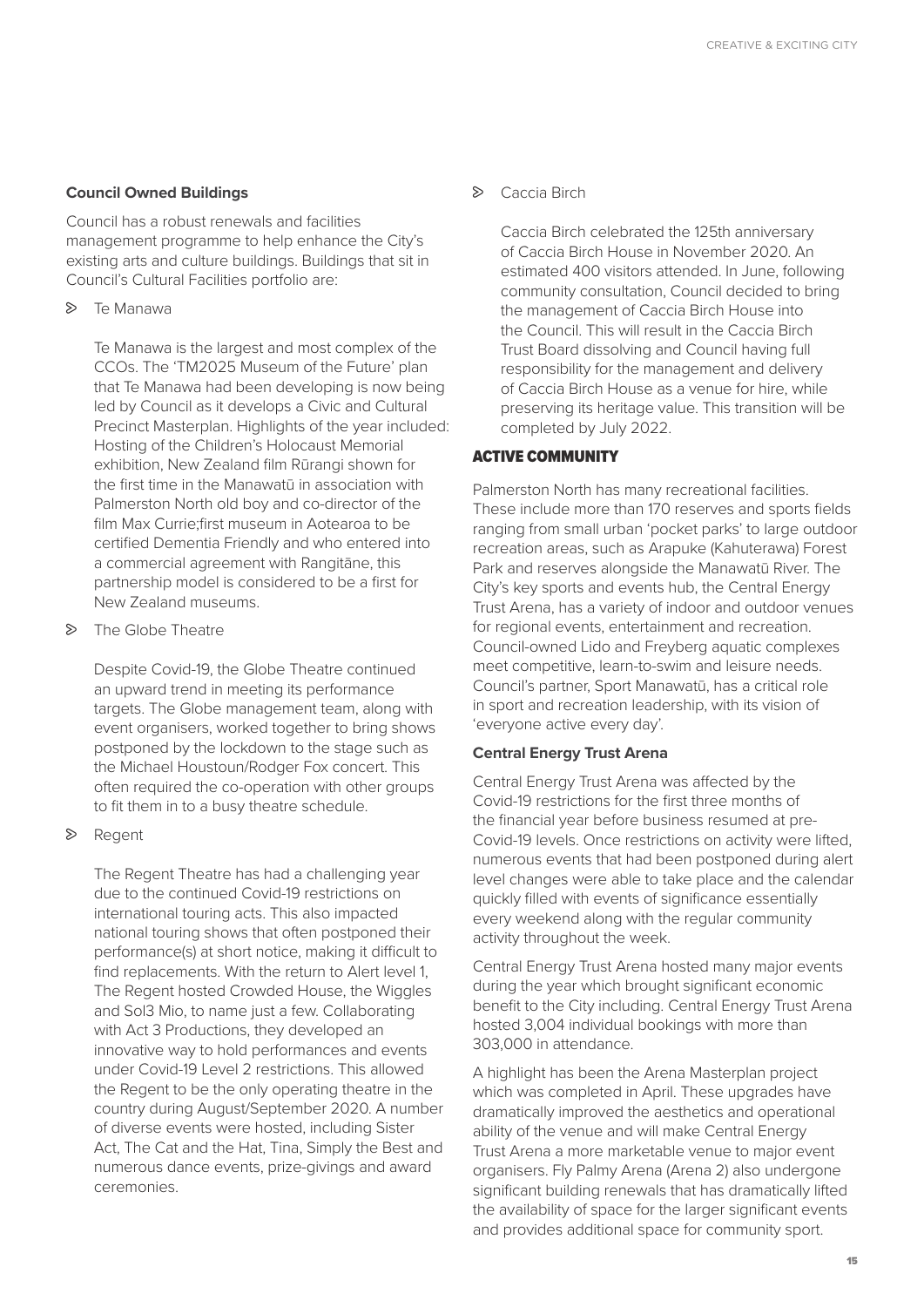**Council Owned Buildings**

Council has a robust renewals and facilities management programme to help enhance the City's existing arts and culture buildings. Buildings that sit in Council's Cultural Facilities portfolio are:

- Te Manawa

  Te Manawa is the largest and most complex of the CCOs. The 'TM2025 Museum of the Future' plan that Te Manawa had been developing is now being led by Council as it develops a Civic and Cultural Precinct Masterplan. Highlights of the year included: Hosting of the Children's Holocaust Memorial exhibition, New Zealand film Rūrangi shown for the first time in the Manawatū in association with Palmerston North old boy and co-director of the film Max Currie;first museum in Aotearoa to be certified Dementia Friendly and who entered into a commercial agreement with Rangitāne, this partnership model is considered to be a first for New Zealand museums.

- The Globe Theatre

  Despite Covid-19, the Globe Theatre continued an upward trend in meeting its performance targets. The Globe management team, along with event organisers, worked together to bring shows postponed by the lockdown to the stage such as the Michael Houstoun/Rodger Fox concert. This often required the co-operation with other groups to fit them in to a busy theatre schedule.

- Regent

  The Regent Theatre has had a challenging year due to the continued Covid-19 restrictions on international touring acts. This also impacted national touring shows that often postponed their performance(s) at short notice, making it difficult to find replacements. With the return to Alert level 1, The Regent hosted Crowded House, the Wiggles and Sol3 Mio, to name just a few. Collaborating with Act 3 Productions, they developed an innovative way to hold performances and events under Covid-19 Level 2 restrictions. This allowed the Regent to be the only operating theatre in the country during August/September 2020. A number of diverse events were hosted, including Sister Act, The Cat and the Hat, Tina, Simply the Best and numerous dance events, prize-givings and award ceremonies.

- Caccia Birch

  Caccia Birch celebrated the 125th anniversary of Caccia Birch House in November 2020. An estimated 400 visitors attended. In June, following community consultation, Council decided to bring the management of Caccia Birch House into the Council. This will result in the Caccia Birch Trust Board dissolving and Council having full responsibility for the management and delivery of Caccia Birch House as a venue for hire, while preserving its heritage value. This transition will be completed by July 2022.

## ACTIVE COMMUNITY

Palmerston North has many recreational facilities. These include more than 170 reserves and sports fields ranging from small urban 'pocket parks' to large outdoor recreation areas, such as Arapuke (Kahuterawa) Forest Park and reserves alongside the Manawatū River. The City's key sports and events hub, the Central Energy Trust Arena, has a variety of indoor and outdoor venues for regional events, entertainment and recreation. Council-owned Lido and Freyberg aquatic complexes meet competitive, learn-to-swim and leisure needs. Council's partner, Sport Manawatū, has a critical role in sport and recreation leadership, with its vision of 'everyone active every day'.

**Central Energy Trust Arena**

Central Energy Trust Arena was affected by the Covid-19 restrictions for the first three months of the financial year before business resumed at pre-Covid-19 levels. Once restrictions on activity were lifted, numerous events that had been postponed during alert level changes were able to take place and the calendar quickly filled with events of significance essentially every weekend along with the regular community activity throughout the week.

Central Energy Trust Arena hosted many major events during the year which brought significant economic benefit to the City including. Central Energy Trust Arena hosted 3,004 individual bookings with more than 303,000 in attendance.

A highlight has been the Arena Masterplan project which was completed in April. These upgrades have dramatically improved the aesthetics and operational ability of the venue and will make Central Energy Trust Arena a more marketable venue to major event organisers. Fly Palmy Arena (Arena 2) also undergone significant building renewals that has dramatically lifted the availability of space for the larger significant events and provides additional space for community sport.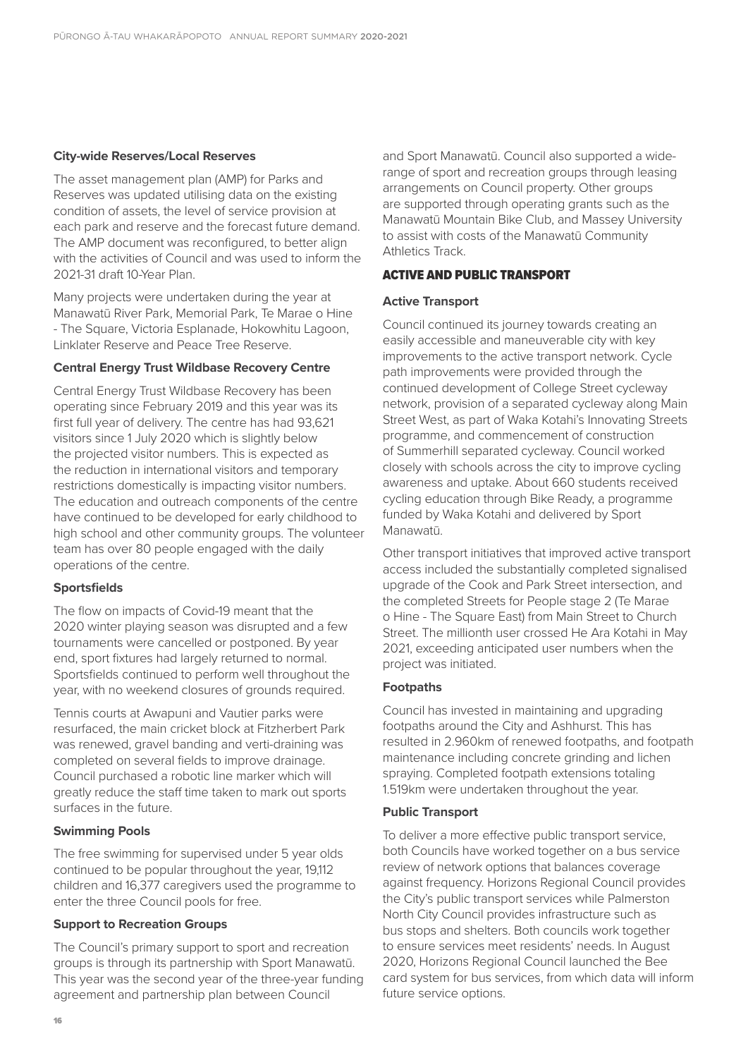### City-wide Reserves/Local Reserves

The asset management plan (AMP) for Parks and Reserves was updated utilising data on the existing condition of assets, the level of service provision at each park and reserve and the forecast future demand. The AMP document was reconfigured, to better align with the activities of Council and was used to inform the 2021-31 draft 10-Year Plan.

Many projects were undertaken during the year at Manawatū River Park, Memorial Park, Te Marae o Hine - The Square, Victoria Esplanade, Hokowhitu Lagoon, Linklater Reserve and Peace Tree Reserve.

### Central Energy Trust Wildbase Recovery Centre

Central Energy Trust Wildbase Recovery has been operating since February 2019 and this year was its first full year of delivery. The centre has had 93,621 visitors since 1 July 2020 which is slightly below the projected visitor numbers. This is expected as the reduction in international visitors and temporary restrictions domestically is impacting visitor numbers. The education and outreach components of the centre have continued to be developed for early childhood to high school and other community groups. The volunteer team has over 80 people engaged with the daily operations of the centre.

### Sportsfields

The flow on impacts of Covid-19 meant that the 2020 winter playing season was disrupted and a few tournaments were cancelled or postponed. By year end, sport fixtures had largely returned to normal. Sportsfields continued to perform well throughout the year, with no weekend closures of grounds required.

Tennis courts at Awapuni and Vautier parks were resurfaced, the main cricket block at Fitzherbert Park was renewed, gravel banding and verti-draining was completed on several fields to improve drainage. Council purchased a robotic line marker which will greatly reduce the staff time taken to mark out sports surfaces in the future.

### Swimming Pools

The free swimming for supervised under 5 year olds continued to be popular throughout the year, 19,112 children and 16,377 caregivers used the programme to enter the three Council pools for free.

### Support to Recreation Groups

The Council's primary support to sport and recreation groups is through its partnership with Sport Manawatū. This year was the second year of the three-year funding agreement and partnership plan between Council and Sport Manawatū. Council also supported a wide-range of sport and recreation groups through leasing arrangements on Council property. Other groups are supported through operating grants such as the Manawatū Mountain Bike Club, and Massey University to assist with costs of the Manawatū Community Athletics Track.

## ACTIVE AND PUBLIC TRANSPORT

### Active Transport

Council continued its journey towards creating an easily accessible and maneuverable city with key improvements to the active transport network. Cycle path improvements were provided through the continued development of College Street cycleway network, provision of a separated cycleway along Main Street West, as part of Waka Kotahi's Innovating Streets programme, and commencement of construction of Summerhill separated cycleway. Council worked closely with schools across the city to improve cycling awareness and uptake. About 660 students received cycling education through Bike Ready, a programme funded by Waka Kotahi and delivered by Sport Manawatū.

Other transport initiatives that improved active transport access included the substantially completed signalised upgrade of the Cook and Park Street intersection, and the completed Streets for People stage 2 (Te Marae o Hine - The Square East) from Main Street to Church Street. The millionth user crossed He Ara Kotahi in May 2021, exceeding anticipated user numbers when the project was initiated.

### Footpaths

Council has invested in maintaining and upgrading footpaths around the City and Ashhurst. This has resulted in 2.960km of renewed footpaths, and footpath maintenance including concrete grinding and lichen spraying. Completed footpath extensions totaling 1.519km were undertaken throughout the year.

### Public Transport

To deliver a more effective public transport service, both Councils have worked together on a bus service review of network options that balances coverage against frequency. Horizons Regional Council provides the City's public transport services while Palmerston North City Council provides infrastructure such as bus stops and shelters. Both councils work together to ensure services meet residents' needs. In August 2020, Horizons Regional Council launched the Bee card system for bus services, from which data will inform future service options.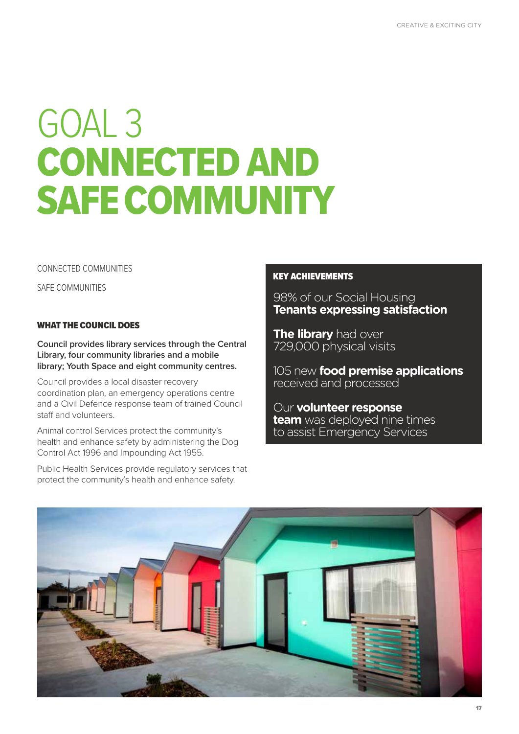# GOAL 3 CONNECTED AND SAFE COMMUNITY

CONNECTED COMMUNITIES

SAFE COMMUNITIES

### WHAT THE COUNCIL DOES

**Council provides library services through the Central Library, four community libraries and a mobile library; Youth Space and eight community centres.**

Council provides a local disaster recovery coordination plan, an emergency operations centre and a Civil Defence response team of trained Council staff and volunteers.

Animal control Services protect the community's health and enhance safety by administering the Dog Control Act 1996 and Impounding Act 1955.

Public Health Services provide regulatory services that protect the community's health and enhance safety.

### KEY ACHIEVEMENTS

98% of our Social Housing **Tenants expressing satisfaction**

**The library** had over 729,000 physical visits

105 new **food premise applications** received and processed

Our **volunteer response team** was deployed nine times to assist Emergency Services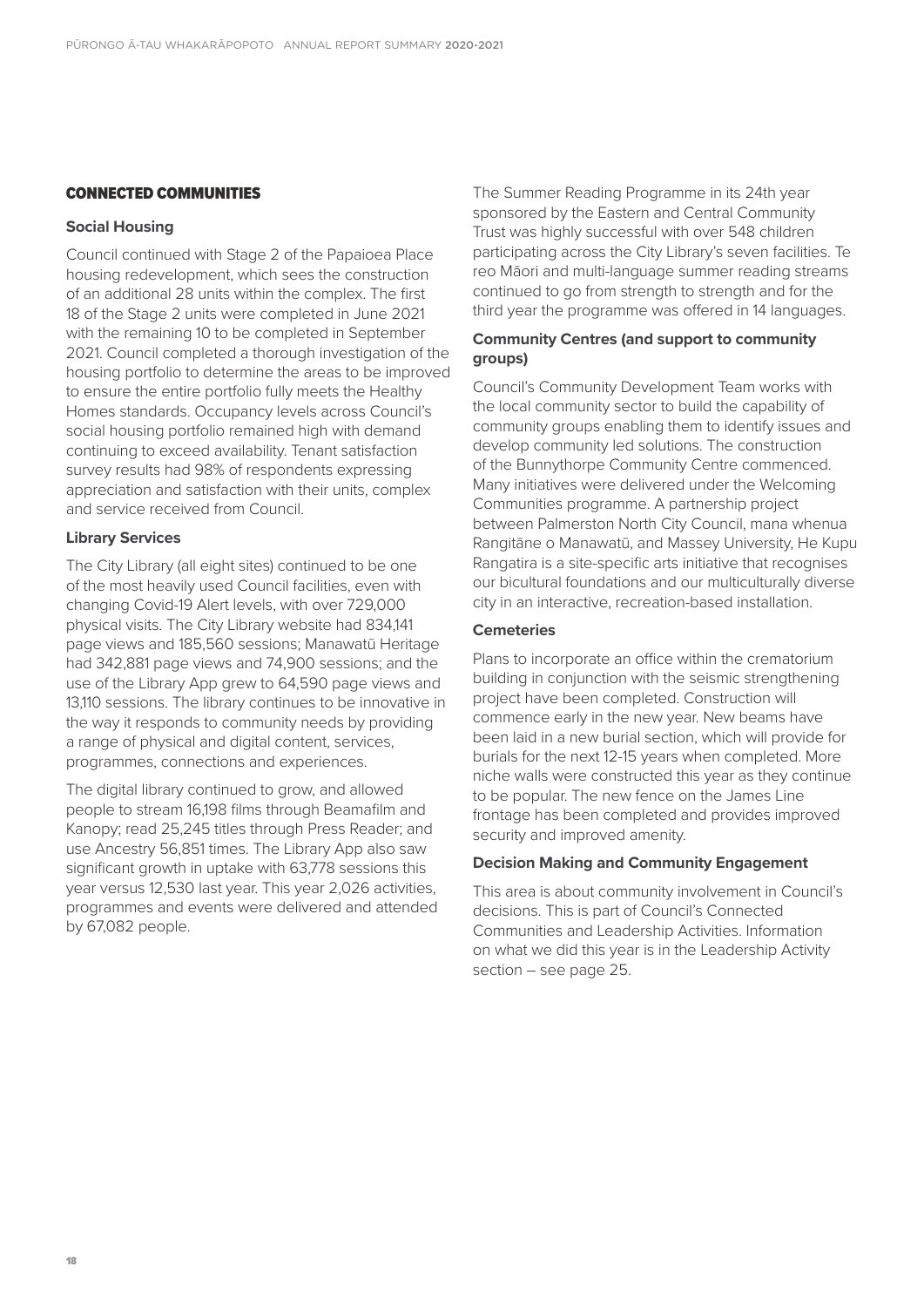## CONNECTED COMMUNITIES

### Social Housing

Council continued with Stage 2 of the Papaioea Place housing redevelopment, which sees the construction of an additional 28 units within the complex. The first 18 of the Stage 2 units were completed in June 2021 with the remaining 10 to be completed in September 2021. Council completed a thorough investigation of the housing portfolio to determine the areas to be improved to ensure the entire portfolio fully meets the Healthy Homes standards. Occupancy levels across Council's social housing portfolio remained high with demand continuing to exceed availability. Tenant satisfaction survey results had 98% of respondents expressing appreciation and satisfaction with their units, complex and service received from Council.

### Library Services

The City Library (all eight sites) continued to be one of the most heavily used Council facilities, even with changing Covid-19 Alert levels, with over 729,000 physical visits. The City Library website had 834,141 page views and 185,560 sessions; Manawatū Heritage had 342,881 page views and 74,900 sessions; and the use of the Library App grew to 64,590 page views and 13,110 sessions. The library continues to be innovative in the way it responds to community needs by providing a range of physical and digital content, services, programmes, connections and experiences.

The digital library continued to grow, and allowed people to stream 16,198 films through Beamafilm and Kanopy; read 25,245 titles through Press Reader; and use Ancestry 56,851 times. The Library App also saw significant growth in uptake with 63,778 sessions this year versus 12,530 last year. This year 2,026 activities, programmes and events were delivered and attended by 67,082 people.

The Summer Reading Programme in its 24th year sponsored by the Eastern and Central Community Trust was highly successful with over 548 children participating across the City Library's seven facilities. Te reo Māori and multi-language summer reading streams continued to go from strength to strength and for the third year the programme was offered in 14 languages.

### Community Centres (and support to community groups)

Council's Community Development Team works with the local community sector to build the capability of community groups enabling them to identify issues and develop community led solutions. The construction of the Bunnythorpe Community Centre commenced. Many initiatives were delivered under the Welcoming Communities programme. A partnership project between Palmerston North City Council, mana whenua Rangitāne o Manawatū, and Massey University, He Kupu Rangatira is a site-specific arts initiative that recognises our bicultural foundations and our multiculturally diverse city in an interactive, recreation-based installation.

### Cemeteries

Plans to incorporate an office within the crematorium building in conjunction with the seismic strengthening project have been completed. Construction will commence early in the new year. New beams have been laid in a new burial section, which will provide for burials for the next 12-15 years when completed. More niche walls were constructed this year as they continue to be popular. The new fence on the James Line frontage has been completed and provides improved security and improved amenity.

### Decision Making and Community Engagement

This area is about community involvement in Council's decisions. This is part of Council's Connected Communities and Leadership Activities. Information on what we did this year is in the Leadership Activity section – see page 25.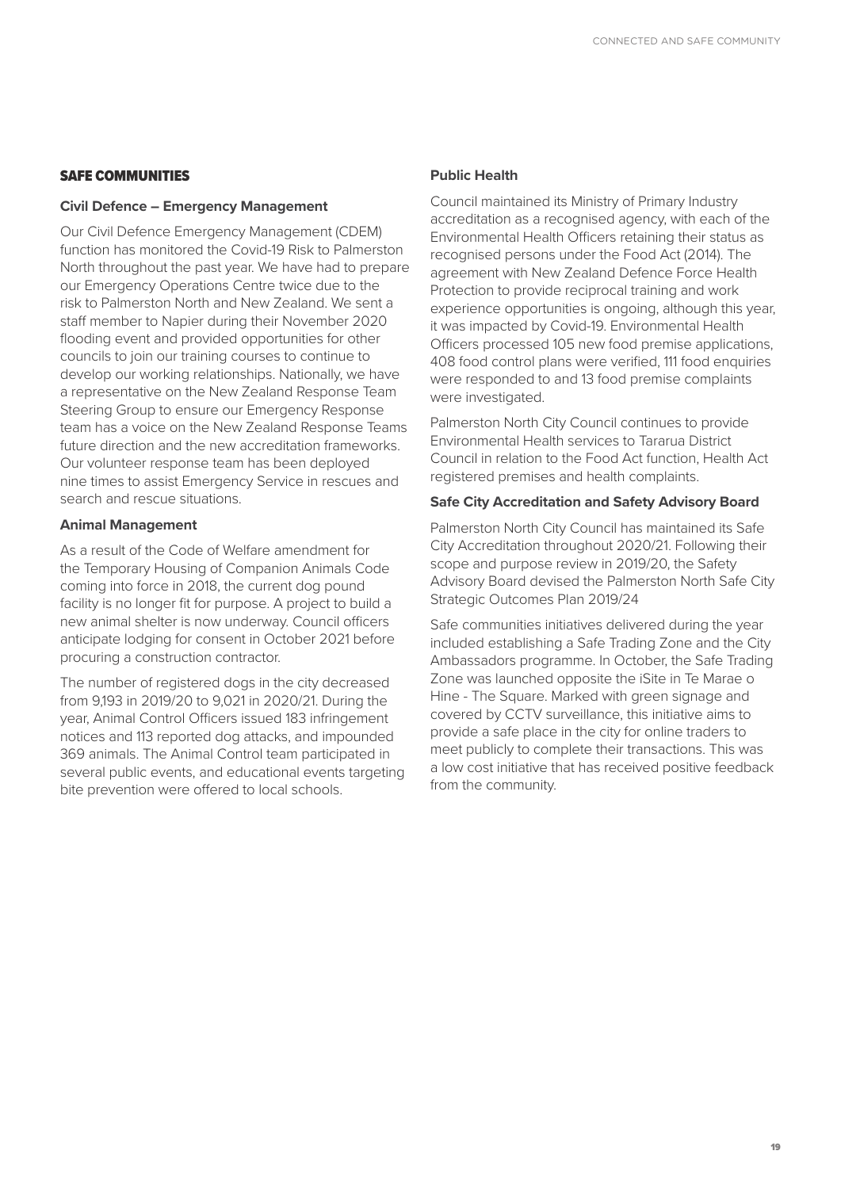## SAFE COMMUNITIES

### Civil Defence – Emergency Management

Our Civil Defence Emergency Management (CDEM) function has monitored the Covid-19 Risk to Palmerston North throughout the past year. We have had to prepare our Emergency Operations Centre twice due to the risk to Palmerston North and New Zealand. We sent a staff member to Napier during their November 2020 flooding event and provided opportunities for other councils to join our training courses to continue to develop our working relationships. Nationally, we have a representative on the New Zealand Response Team Steering Group to ensure our Emergency Response team has a voice on the New Zealand Response Teams future direction and the new accreditation frameworks. Our volunteer response team has been deployed nine times to assist Emergency Service in rescues and search and rescue situations.

### Animal Management

As a result of the Code of Welfare amendment for the Temporary Housing of Companion Animals Code coming into force in 2018, the current dog pound facility is no longer fit for purpose. A project to build a new animal shelter is now underway. Council officers anticipate lodging for consent in October 2021 before procuring a construction contractor.

The number of registered dogs in the city decreased from 9,193 in 2019/20 to 9,021 in 2020/21. During the year, Animal Control Officers issued 183 infringement notices and 113 reported dog attacks, and impounded 369 animals. The Animal Control team participated in several public events, and educational events targeting bite prevention were offered to local schools.

### Public Health

Council maintained its Ministry of Primary Industry accreditation as a recognised agency, with each of the Environmental Health Officers retaining their status as recognised persons under the Food Act (2014). The agreement with New Zealand Defence Force Health Protection to provide reciprocal training and work experience opportunities is ongoing, although this year, it was impacted by Covid-19. Environmental Health Officers processed 105 new food premise applications, 408 food control plans were verified, 111 food enquiries were responded to and 13 food premise complaints were investigated.

Palmerston North City Council continues to provide Environmental Health services to Tararua District Council in relation to the Food Act function, Health Act registered premises and health complaints.

### Safe City Accreditation and Safety Advisory Board

Palmerston North City Council has maintained its Safe City Accreditation throughout 2020/21. Following their scope and purpose review in 2019/20, the Safety Advisory Board devised the Palmerston North Safe City Strategic Outcomes Plan 2019/24

Safe communities initiatives delivered during the year included establishing a Safe Trading Zone and the City Ambassadors programme. In October, the Safe Trading Zone was launched opposite the iSite in Te Marae o Hine - The Square. Marked with green signage and covered by CCTV surveillance, this initiative aims to provide a safe place in the city for online traders to meet publicly to complete their transactions. This was a low cost initiative that has received positive feedback from the community.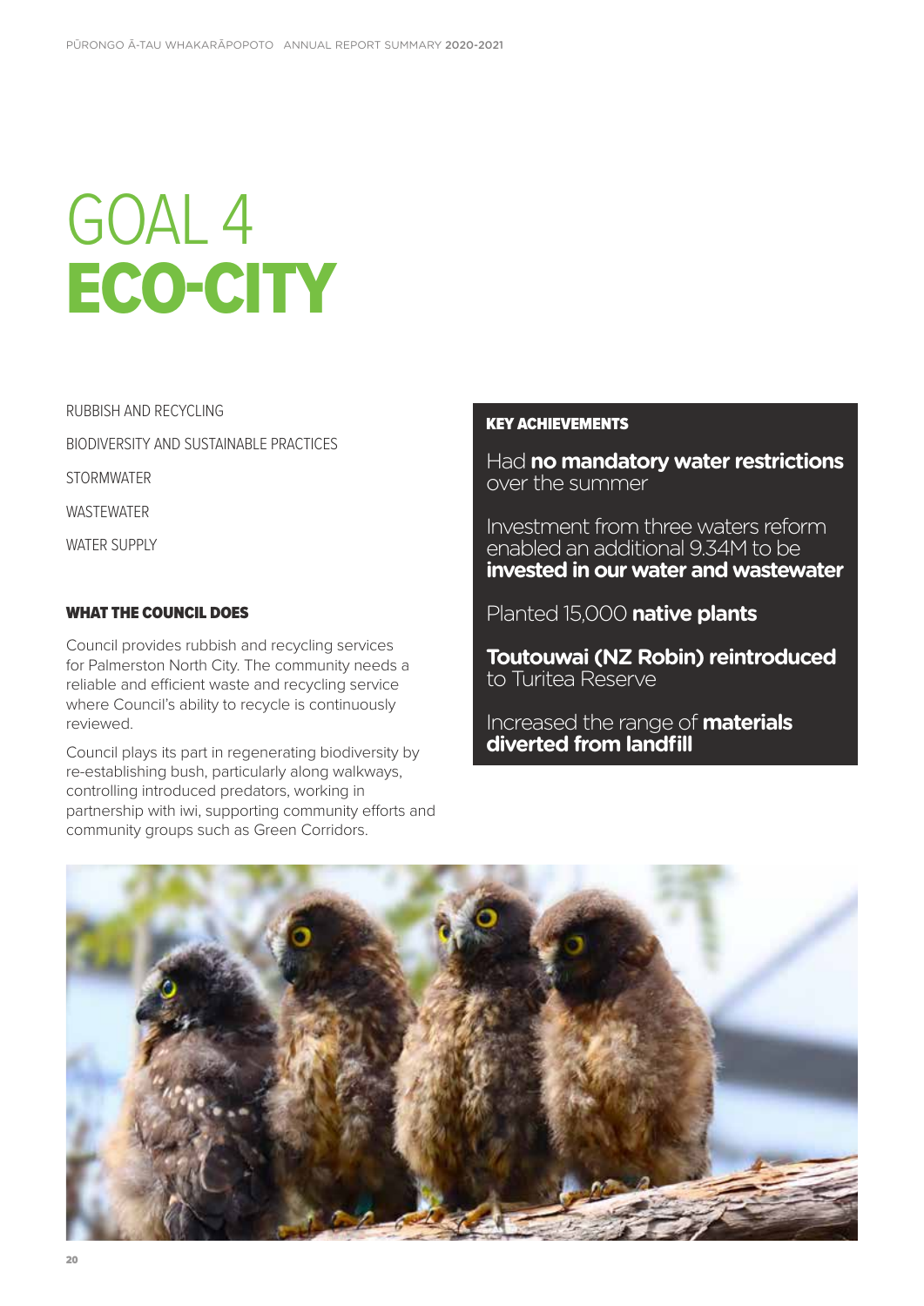# GOAL 4 ECO-CITY

RUBBISH AND RECYCLING

BIODIVERSITY AND SUSTAINABLE PRACTICES

STORMWATER

WASTEWATER

WATER SUPPLY

### WHAT THE COUNCIL DOES

Council provides rubbish and recycling services for Palmerston North City. The community needs a reliable and efficient waste and recycling service where Council's ability to recycle is continuously reviewed.

Council plays its part in regenerating biodiversity by re-establishing bush, particularly along walkways, controlling introduced predators, working in partnership with iwi, supporting community efforts and community groups such as Green Corridors.

### KEY ACHIEVEMENTS

Had **no mandatory water restrictions** over the summer

Investment from three waters reform enabled an additional 9.34M to be **invested in our water and wastewater**

Planted 15,000 **native plants**

**Toutouwai (NZ Robin) reintroduced** to Turitea Reserve

Increased the range of **materials diverted from landfill**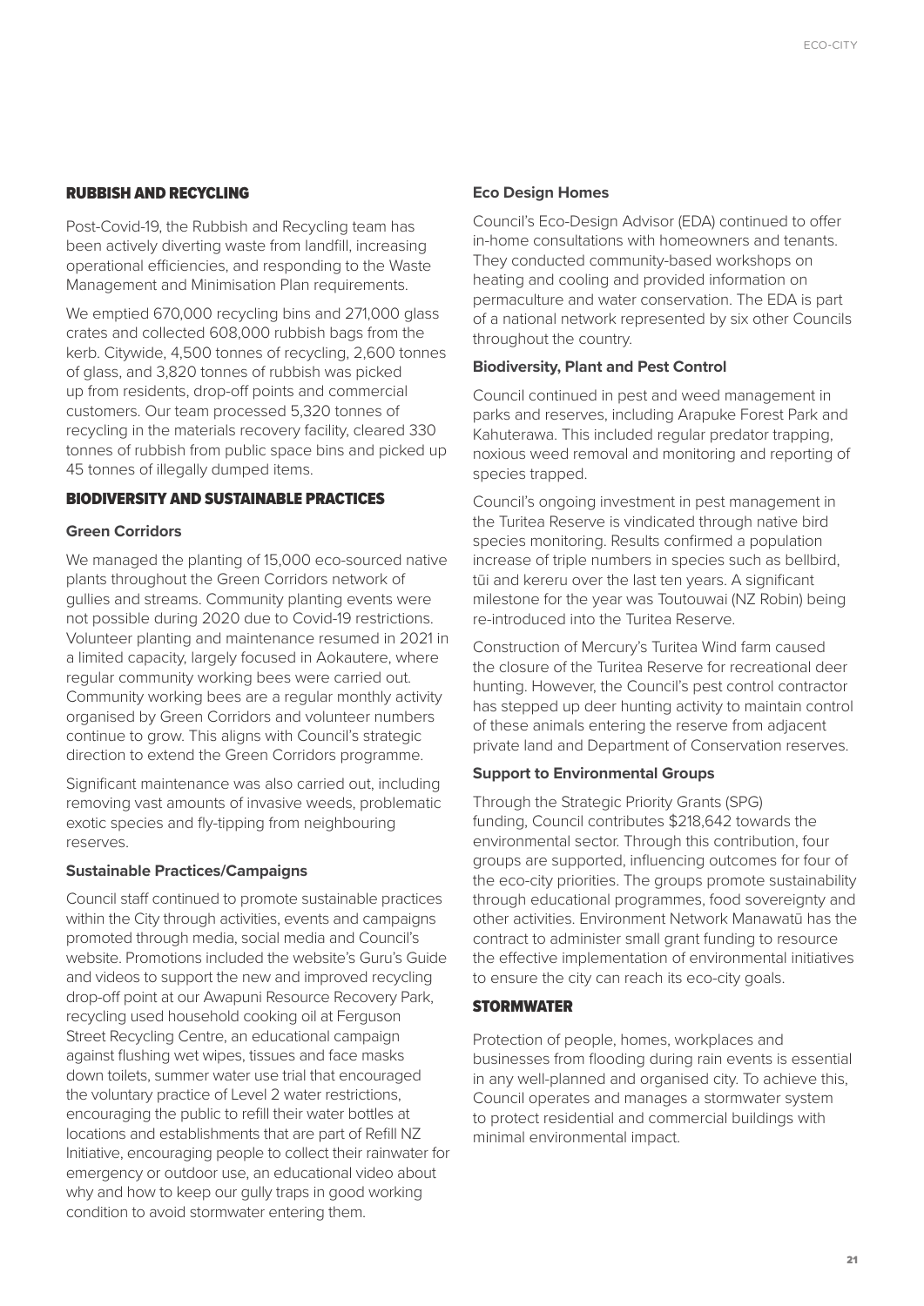## RUBBISH AND RECYCLING

Post-Covid-19, the Rubbish and Recycling team has been actively diverting waste from landfill, increasing operational efficiencies, and responding to the Waste Management and Minimisation Plan requirements.

We emptied 670,000 recycling bins and 271,000 glass crates and collected 608,000 rubbish bags from the kerb. Citywide, 4,500 tonnes of recycling, 2,600 tonnes of glass, and 3,820 tonnes of rubbish was picked up from residents, drop-off points and commercial customers. Our team processed 5,320 tonnes of recycling in the materials recovery facility, cleared 330 tonnes of rubbish from public space bins and picked up 45 tonnes of illegally dumped items.

## BIODIVERSITY AND SUSTAINABLE PRACTICES

### Green Corridors

We managed the planting of 15,000 eco-sourced native plants throughout the Green Corridors network of gullies and streams. Community planting events were not possible during 2020 due to Covid-19 restrictions. Volunteer planting and maintenance resumed in 2021 in a limited capacity, largely focused in Aokautere, where regular community working bees were carried out. Community working bees are a regular monthly activity organised by Green Corridors and volunteer numbers continue to grow. This aligns with Council's strategic direction to extend the Green Corridors programme.

Significant maintenance was also carried out, including removing vast amounts of invasive weeds, problematic exotic species and fly-tipping from neighbouring reserves.

### Sustainable Practices/Campaigns

Council staff continued to promote sustainable practices within the City through activities, events and campaigns promoted through media, social media and Council's website. Promotions included the website's Guru's Guide and videos to support the new and improved recycling drop-off point at our Awapuni Resource Recovery Park, recycling used household cooking oil at Ferguson Street Recycling Centre, an educational campaign against flushing wet wipes, tissues and face masks down toilets, summer water use trial that encouraged the voluntary practice of Level 2 water restrictions, encouraging the public to refill their water bottles at locations and establishments that are part of Refill NZ Initiative, encouraging people to collect their rainwater for emergency or outdoor use, an educational video about why and how to keep our gully traps in good working condition to avoid stormwater entering them.

### Eco Design Homes

Council's Eco-Design Advisor (EDA) continued to offer in-home consultations with homeowners and tenants. They conducted community-based workshops on heating and cooling and provided information on permaculture and water conservation. The EDA is part of a national network represented by six other Councils throughout the country.

### Biodiversity, Plant and Pest Control

Council continued in pest and weed management in parks and reserves, including Arapuke Forest Park and Kahuterawa. This included regular predator trapping, noxious weed removal and monitoring and reporting of species trapped.

Council's ongoing investment in pest management in the Turitea Reserve is vindicated through native bird species monitoring. Results confirmed a population increase of triple numbers in species such as bellbird, tūī and kereru over the last ten years. A significant milestone for the year was Toutouwai (NZ Robin) being re-introduced into the Turitea Reserve.

Construction of Mercury's Turitea Wind farm caused the closure of the Turitea Reserve for recreational deer hunting. However, the Council's pest control contractor has stepped up deer hunting activity to maintain control of these animals entering the reserve from adjacent private land and Department of Conservation reserves.

### Support to Environmental Groups

Through the Strategic Priority Grants (SPG) funding, Council contributes $218,642 towards the environmental sector. Through this contribution, four groups are supported, influencing outcomes for four of the eco-city priorities. The groups promote sustainability through educational programmes, food sovereignty and other activities. Environment Network Manawatū has the contract to administer small grant funding to resource the effective implementation of environmental initiatives to ensure the city can reach its eco-city goals.

## STORMWATER

Protection of people, homes, workplaces and businesses from flooding during rain events is essential in any well-planned and organised city. To achieve this, Council operates and manages a stormwater system to protect residential and commercial buildings with minimal environmental impact.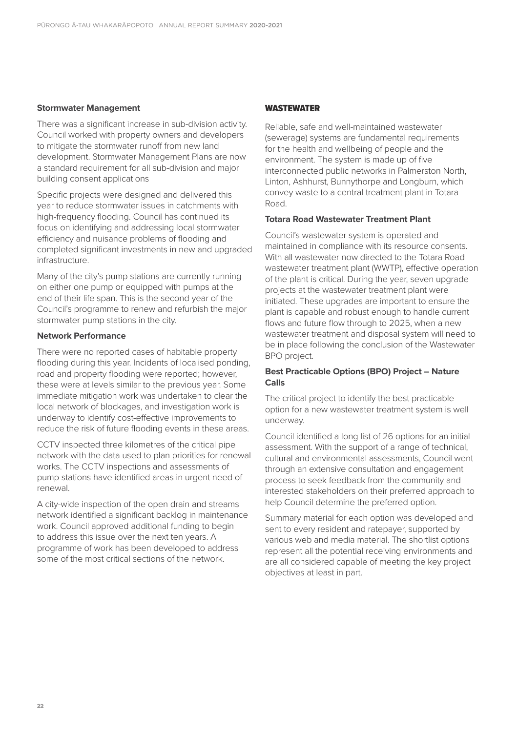### Stormwater Management

There was a significant increase in sub-division activity. Council worked with property owners and developers to mitigate the stormwater runoff from new land development. Stormwater Management Plans are now a standard requirement for all sub-division and major building consent applications

Specific projects were designed and delivered this year to reduce stormwater issues in catchments with high-frequency flooding. Council has continued its focus on identifying and addressing local stormwater efficiency and nuisance problems of flooding and completed significant investments in new and upgraded infrastructure.

Many of the city's pump stations are currently running on either one pump or equipped with pumps at the end of their life span. This is the second year of the Council's programme to renew and refurbish the major stormwater pump stations in the city.

### Network Performance

There were no reported cases of habitable property flooding during this year. Incidents of localised ponding, road and property flooding were reported; however, these were at levels similar to the previous year. Some immediate mitigation work was undertaken to clear the local network of blockages, and investigation work is underway to identify cost-effective improvements to reduce the risk of future flooding events in these areas.

CCTV inspected three kilometres of the critical pipe network with the data used to plan priorities for renewal works. The CCTV inspections and assessments of pump stations have identified areas in urgent need of renewal.

A city-wide inspection of the open drain and streams network identified a significant backlog in maintenance work. Council approved additional funding to begin to address this issue over the next ten years. A programme of work has been developed to address some of the most critical sections of the network.

## WASTEWATER

Reliable, safe and well-maintained wastewater (sewerage) systems are fundamental requirements for the health and wellbeing of people and the environment. The system is made up of five interconnected public networks in Palmerston North, Linton, Ashhurst, Bunnythorpe and Longburn, which convey waste to a central treatment plant in Totara Road.

### Totara Road Wastewater Treatment Plant

Council's wastewater system is operated and maintained in compliance with its resource consents. With all wastewater now directed to the Totara Road wastewater treatment plant (WWTP), effective operation of the plant is critical. During the year, seven upgrade projects at the wastewater treatment plant were initiated. These upgrades are important to ensure the plant is capable and robust enough to handle current flows and future flow through to 2025, when a new wastewater treatment and disposal system will need to be in place following the conclusion of the Wastewater BPO project.

### Best Practicable Options (BPO) Project – Nature Calls

The critical project to identify the best practicable option for a new wastewater treatment system is well underway.

Council identified a long list of 26 options for an initial assessment. With the support of a range of technical, cultural and environmental assessments, Council went through an extensive consultation and engagement process to seek feedback from the community and interested stakeholders on their preferred approach to help Council determine the preferred option.

Summary material for each option was developed and sent to every resident and ratepayer, supported by various web and media material. The shortlist options represent all the potential receiving environments and are all considered capable of meeting the key project objectives at least in part.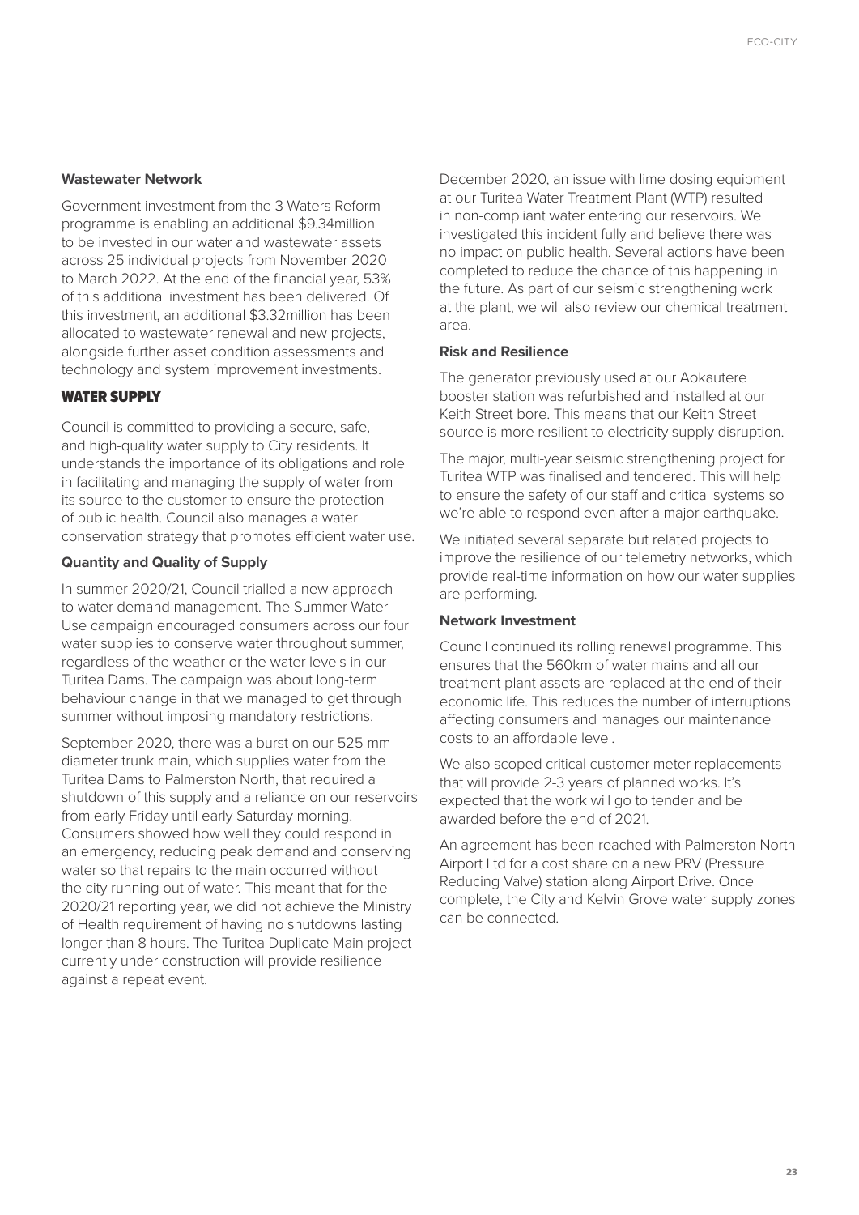**Wastewater Network**

Government investment from the 3 Waters Reform programme is enabling an additional $9.34million to be invested in our water and wastewater assets across 25 individual projects from November 2020 to March 2022. At the end of the financial year, 53% of this additional investment has been delivered. Of this investment, an additional $3.32million has been allocated to wastewater renewal and new projects, alongside further asset condition assessments and technology and system improvement investments.

## WATER SUPPLY

Council is committed to providing a secure, safe, and high-quality water supply to City residents. It understands the importance of its obligations and role in facilitating and managing the supply of water from its source to the customer to ensure the protection of public health. Council also manages a water conservation strategy that promotes efficient water use.

**Quantity and Quality of Supply**

In summer 2020/21, Council trialled a new approach to water demand management. The Summer Water Use campaign encouraged consumers across our four water supplies to conserve water throughout summer, regardless of the weather or the water levels in our Turitea Dams. The campaign was about long-term behaviour change in that we managed to get through summer without imposing mandatory restrictions.

September 2020, there was a burst on our 525 mm diameter trunk main, which supplies water from the Turitea Dams to Palmerston North, that required a shutdown of this supply and a reliance on our reservoirs from early Friday until early Saturday morning. Consumers showed how well they could respond in an emergency, reducing peak demand and conserving water so that repairs to the main occurred without the city running out of water. This meant that for the 2020/21 reporting year, we did not achieve the Ministry of Health requirement of having no shutdowns lasting longer than 8 hours. The Turitea Duplicate Main project currently under construction will provide resilience against a repeat event.

December 2020, an issue with lime dosing equipment at our Turitea Water Treatment Plant (WTP) resulted in non-compliant water entering our reservoirs. We investigated this incident fully and believe there was no impact on public health. Several actions have been completed to reduce the chance of this happening in the future. As part of our seismic strengthening work at the plant, we will also review our chemical treatment area.

**Risk and Resilience**

The generator previously used at our Aokautere booster station was refurbished and installed at our Keith Street bore. This means that our Keith Street source is more resilient to electricity supply disruption.

The major, multi-year seismic strengthening project for Turitea WTP was finalised and tendered. This will help to ensure the safety of our staff and critical systems so we're able to respond even after a major earthquake.

We initiated several separate but related projects to improve the resilience of our telemetry networks, which provide real-time information on how our water supplies are performing.

**Network Investment**

Council continued its rolling renewal programme. This ensures that the 560km of water mains and all our treatment plant assets are replaced at the end of their economic life. This reduces the number of interruptions affecting consumers and manages our maintenance costs to an affordable level.

We also scoped critical customer meter replacements that will provide 2-3 years of planned works. It's expected that the work will go to tender and be awarded before the end of 2021.

An agreement has been reached with Palmerston North Airport Ltd for a cost share on a new PRV (Pressure Reducing Valve) station along Airport Drive. Once complete, the City and Kelvin Grove water supply zones can be connected.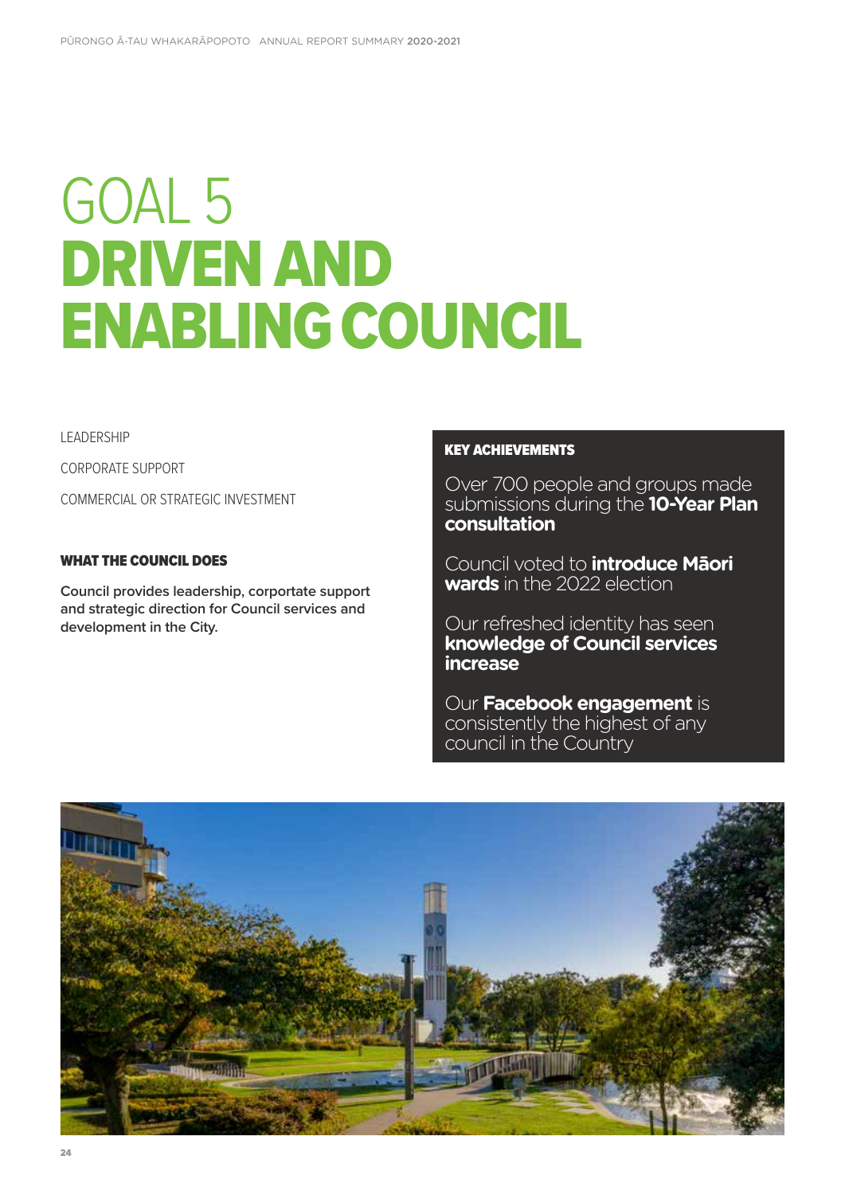# GOAL 5 DRIVEN AND ENABLING COUNCIL

LEADERSHIP

CORPORATE SUPPORT

COMMERCIAL OR STRATEGIC INVESTMENT

### WHAT THE COUNCIL DOES

**Council provides leadership, corportate support and strategic direction for Council services and development in the City.**

### KEY ACHIEVEMENTS

Over 700 people and groups made submissions during the **10-Year Plan consultation**

Council voted to **introduce Māori wards** in the 2022 election

Our refreshed identity has seen **knowledge of Council services increase**

Our **Facebook engagement** is consistently the highest of any council in the Country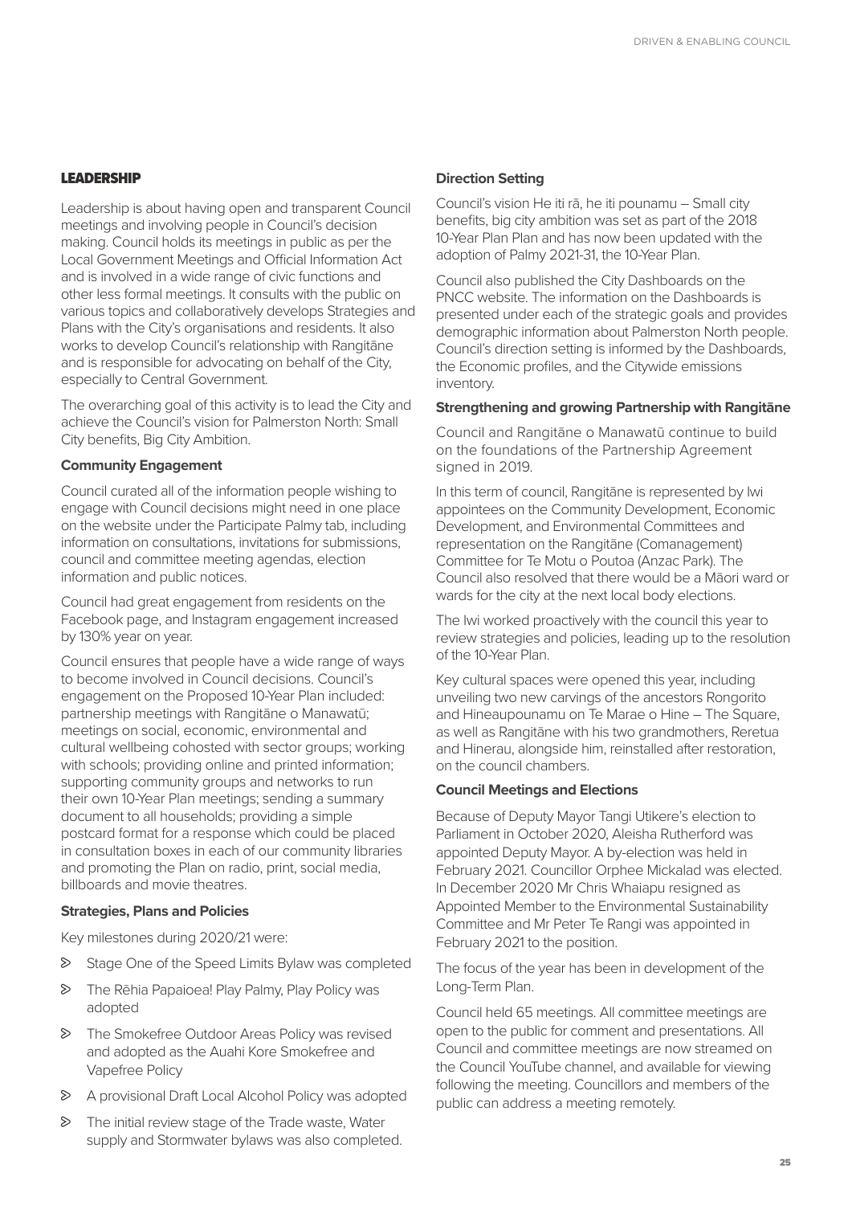## LEADERSHIP

Leadership is about having open and transparent Council meetings and involving people in Council's decision making. Council holds its meetings in public as per the Local Government Meetings and Official Information Act and is involved in a wide range of civic functions and other less formal meetings. It consults with the public on various topics and collaboratively develops Strategies and Plans with the City's organisations and residents. It also works to develop Council's relationship with Rangitāne and is responsible for advocating on behalf of the City, especially to Central Government.

The overarching goal of this activity is to lead the City and achieve the Council's vision for Palmerston North: Small City benefits, Big City Ambition.

### Community Engagement

Council curated all of the information people wishing to engage with Council decisions might need in one place on the website under the Participate Palmy tab, including information on consultations, invitations for submissions, council and committee meeting agendas, election information and public notices.

Council had great engagement from residents on the Facebook page, and Instagram engagement increased by 130% year on year.

Council ensures that people have a wide range of ways to become involved in Council decisions. Council's engagement on the Proposed 10-Year Plan included: partnership meetings with Rangitāne o Manawatū; meetings on social, economic, environmental and cultural wellbeing cohosted with sector groups; working with schools; providing online and printed information; supporting community groups and networks to run their own 10-Year Plan meetings; sending a summary document to all households; providing a simple postcard format for a response which could be placed in consultation boxes in each of our community libraries and promoting the Plan on radio, print, social media, billboards and movie theatres.

### Strategies, Plans and Policies

Key milestones during 2020/21 were:

- Stage One of the Speed Limits Bylaw was completed
- The Rēhia Papaioea! Play Palmy, Play Policy was adopted
- The Smokefree Outdoor Areas Policy was revised and adopted as the Auahi Kore Smokefree and Vapefree Policy
- A provisional Draft Local Alcohol Policy was adopted
- The initial review stage of the Trade waste, Water supply and Stormwater bylaws was also completed.

### Direction Setting

Council's vision He iti rā, he iti pounamu – Small city benefits, big city ambition was set as part of the 2018 10-Year Plan Plan and has now been updated with the adoption of Palmy 2021-31, the 10-Year Plan.

Council also published the City Dashboards on the PNCC website. The information on the Dashboards is presented under each of the strategic goals and provides demographic information about Palmerston North people. Council's direction setting is informed by the Dashboards, the Economic profiles, and the Citywide emissions inventory.

### Strengthening and growing Partnership with Rangitāne

Council and Rangitāne o Manawatū continue to build on the foundations of the Partnership Agreement signed in 2019.

In this term of council, Rangitāne is represented by Iwi appointees on the Community Development, Economic Development, and Environmental Committees and representation on the Rangitāne (Comanagement) Committee for Te Motu o Poutoa (Anzac Park). The Council also resolved that there would be a Māori ward or wards for the city at the next local body elections.

The Iwi worked proactively with the council this year to review strategies and policies, leading up to the resolution of the 10-Year Plan.

Key cultural spaces were opened this year, including unveiling two new carvings of the ancestors Rongorito and Hineaupounamu on Te Marae o Hine – The Square, as well as Rangitāne with his two grandmothers, Reretua and Hinerau, alongside him, reinstalled after restoration, on the council chambers.

### Council Meetings and Elections

Because of Deputy Mayor Tangi Utikere's election to Parliament in October 2020, Aleisha Rutherford was appointed Deputy Mayor. A by-election was held in February 2021. Councillor Orphee Mickalad was elected. In December 2020 Mr Chris Whaiapu resigned as Appointed Member to the Environmental Sustainability Committee and Mr Peter Te Rangi was appointed in February 2021 to the position.

The focus of the year has been in development of the Long-Term Plan.

Council held 65 meetings. All committee meetings are open to the public for comment and presentations. All Council and committee meetings are now streamed on the Council YouTube channel, and available for viewing following the meeting. Councillors and members of the public can address a meeting remotely.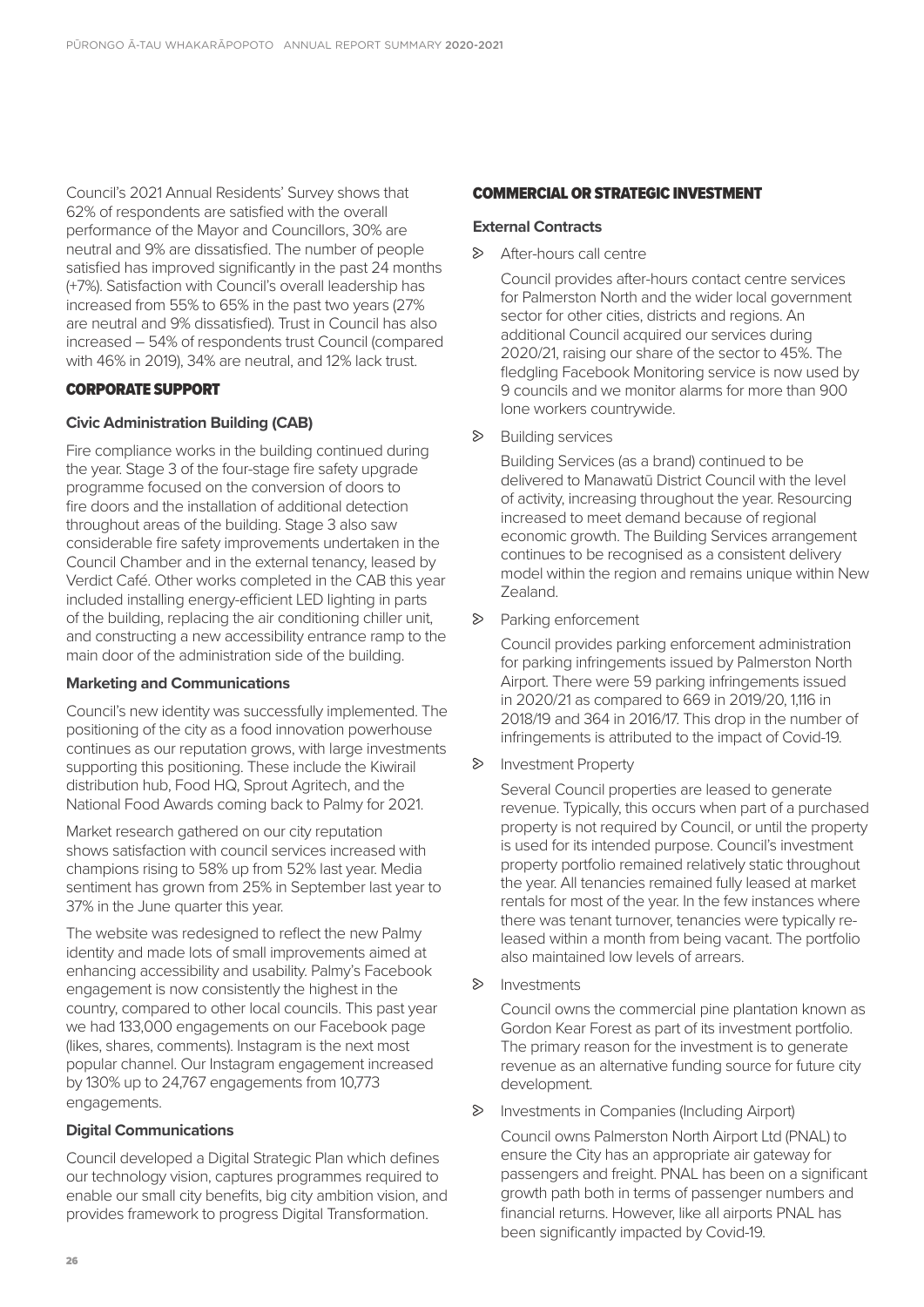Council's 2021 Annual Residents' Survey shows that 62% of respondents are satisfied with the overall performance of the Mayor and Councillors, 30% are neutral and 9% are dissatisfied. The number of people satisfied has improved significantly in the past 24 months (+7%). Satisfaction with Council's overall leadership has increased from 55% to 65% in the past two years (27% are neutral and 9% dissatisfied). Trust in Council has also increased – 54% of respondents trust Council (compared with 46% in 2019), 34% are neutral, and 12% lack trust.

## CORPORATE SUPPORT

### Civic Administration Building (CAB)

Fire compliance works in the building continued during the year. Stage 3 of the four-stage fire safety upgrade programme focused on the conversion of doors to fire doors and the installation of additional detection throughout areas of the building. Stage 3 also saw considerable fire safety improvements undertaken in the Council Chamber and in the external tenancy, leased by Verdict Café. Other works completed in the CAB this year included installing energy-efficient LED lighting in parts of the building, replacing the air conditioning chiller unit, and constructing a new accessibility entrance ramp to the main door of the administration side of the building.

### Marketing and Communications

Council's new identity was successfully implemented. The positioning of the city as a food innovation powerhouse continues as our reputation grows, with large investments supporting this positioning. These include the Kiwirail distribution hub, Food HQ, Sprout Agritech, and the National Food Awards coming back to Palmy for 2021.

Market research gathered on our city reputation shows satisfaction with council services increased with champions rising to 58% up from 52% last year. Media sentiment has grown from 25% in September last year to 37% in the June quarter this year.

The website was redesigned to reflect the new Palmy identity and made lots of small improvements aimed at enhancing accessibility and usability. Palmy's Facebook engagement is now consistently the highest in the country, compared to other local councils. This past year we had 133,000 engagements on our Facebook page (likes, shares, comments). Instagram is the next most popular channel. Our Instagram engagement increased by 130% up to 24,767 engagements from 10,773 engagements.

### Digital Communications

Council developed a Digital Strategic Plan which defines our technology vision, captures programmes required to enable our small city benefits, big city ambition vision, and provides framework to progress Digital Transformation.

## COMMERCIAL OR STRATEGIC INVESTMENT

### External Contracts

- After-hours call centre

  Council provides after-hours contact centre services for Palmerston North and the wider local government sector for other cities, districts and regions. An additional Council acquired our services during 2020/21, raising our share of the sector to 45%. The fledgling Facebook Monitoring service is now used by 9 councils and we monitor alarms for more than 900 lone workers countrywide.

- Building services

  Building Services (as a brand) continued to be delivered to Manawatū District Council with the level of activity, increasing throughout the year. Resourcing increased to meet demand because of regional economic growth. The Building Services arrangement continues to be recognised as a consistent delivery model within the region and remains unique within New Zealand.

- Parking enforcement

  Council provides parking enforcement administration for parking infringements issued by Palmerston North Airport. There were 59 parking infringements issued in 2020/21 as compared to 669 in 2019/20, 1,116 in 2018/19 and 364 in 2016/17. This drop in the number of infringements is attributed to the impact of Covid-19.

- Investment Property

  Several Council properties are leased to generate revenue. Typically, this occurs when part of a purchased property is not required by Council, or until the property is used for its intended purpose. Council's investment property portfolio remained relatively static throughout the year. All tenancies remained fully leased at market rentals for most of the year. In the few instances where there was tenant turnover, tenancies were typically re-leased within a month from being vacant. The portfolio also maintained low levels of arrears.

- Investments

  Council owns the commercial pine plantation known as Gordon Kear Forest as part of its investment portfolio. The primary reason for the investment is to generate revenue as an alternative funding source for future city development.

- Investments in Companies (Including Airport)

  Council owns Palmerston North Airport Ltd (PNAL) to ensure the City has an appropriate air gateway for passengers and freight. PNAL has been on a significant growth path both in terms of passenger numbers and financial returns. However, like all airports PNAL has been significantly impacted by Covid-19.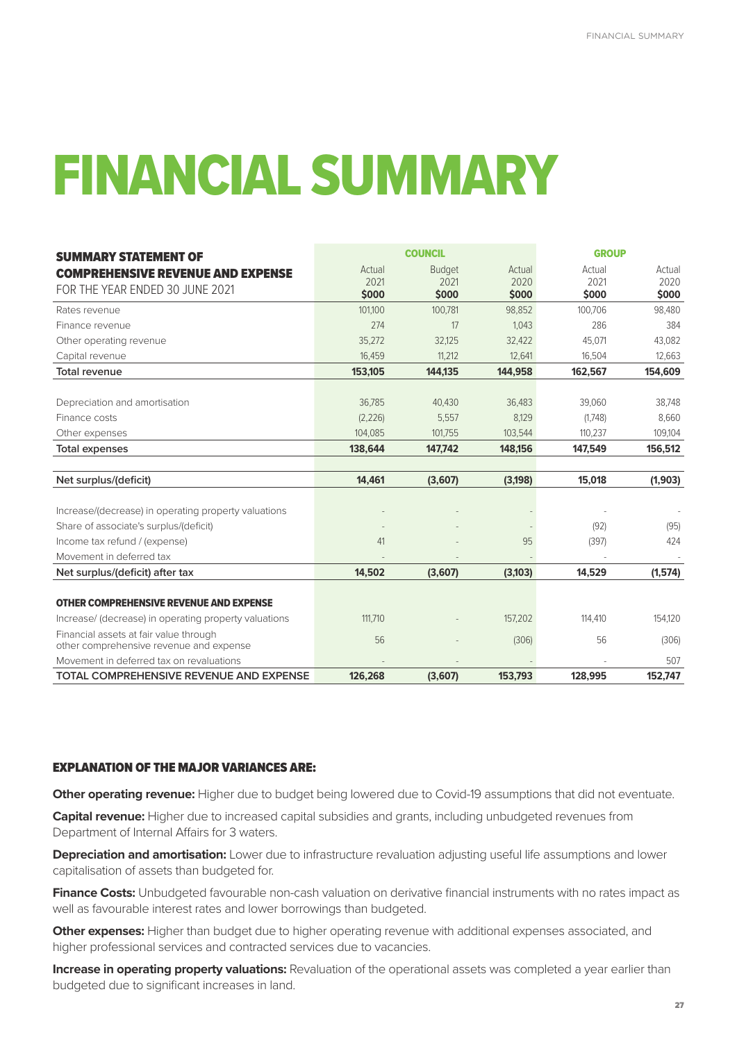# FINANCIAL SUMMARY

| **SUMMARY STATEMENT OF COMPREHENSIVE REVENUE AND EXPENSE** FOR THE YEAR ENDED 30 JUNE 2021 | COUNCIL | | | GROUP | |
|---|---|---|---|---|---|
| | Actual 2021 $000 | Budget 2021 $000 | Actual 2020 $000 | Actual 2021 $000 | Actual 2020 $000 |
| Rates revenue | 101,100 | 100,781 | 98,852 | 100,706 | 98,480 |
| Finance revenue | 274 | 17 | 1,043 | 286 | 384 |
| Other operating revenue | 35,272 | 32,125 | 32,422 | 45,071 | 43,082 |
| Capital revenue | 16,459 | 11,212 | 12,641 | 16,504 | 12,663 |
| **Total revenue** | **153,105** | **144,135** | **144,958** | **162,567** | **154,609** |
| Depreciation and amortisation | 36,785 | 40,430 | 36,483 | 39,060 | 38,748 |
| Finance costs | (2,226) | 5,557 | 8,129 | (1,748) | 8,660 |
| Other expenses | 104,085 | 101,755 | 103,544 | 110,237 | 109,104 |
| **Total expenses** | **138,644** | **147,742** | **148,156** | **147,549** | **156,512** |
| **Net surplus/(deficit)** | **14,461** | **(3,607)** | **(3,198)** | **15,018** | **(1,903)** |
| Increase/(decrease) in operating property valuations | - | - | - | - | - |
| Share of associate's surplus/(deficit) | - | - | - | (92) | (95) |
| Income tax refund / (expense) | 41 | - | 95 | (397) | 424 |
| Movement in deferred tax | - | - | - | - | - |
| **Net surplus/(deficit) after tax** | **14,502** | **(3,607)** | **(3,103)** | **14,529** | **(1,574)** |
| **OTHER COMPREHENSIVE REVENUE AND EXPENSE** | | | | | |
| Increase/ (decrease) in operating property valuations | 111,710 | - | 157,202 | 114,410 | 154,120 |
| Financial assets at fair value through other comprehensive revenue and expense | 56 | - | (306) | 56 | (306) |
| Movement in deferred tax on revaluations | - | - | - | - | 507 |
| **TOTAL COMPREHENSIVE REVENUE AND EXPENSE** | **126,268** | **(3,607)** | **153,793** | **128,995** | **152,747** |

## EXPLANATION OF THE MAJOR VARIANCES ARE:

**Other operating revenue:** Higher due to budget being lowered due to Covid-19 assumptions that did not eventuate.

**Capital revenue:** Higher due to increased capital subsidies and grants, including unbudgeted revenues from Department of Internal Affairs for 3 waters.

**Depreciation and amortisation:** Lower due to infrastructure revaluation adjusting useful life assumptions and lower capitalisation of assets than budgeted for.

**Finance Costs:** Unbudgeted favourable non-cash valuation on derivative financial instruments with no rates impact as well as favourable interest rates and lower borrowings than budgeted.

**Other expenses:** Higher than budget due to higher operating revenue with additional expenses associated, and higher professional services and contracted services due to vacancies.

**Increase in operating property valuations:** Revaluation of the operational assets was completed a year earlier than budgeted due to significant increases in land.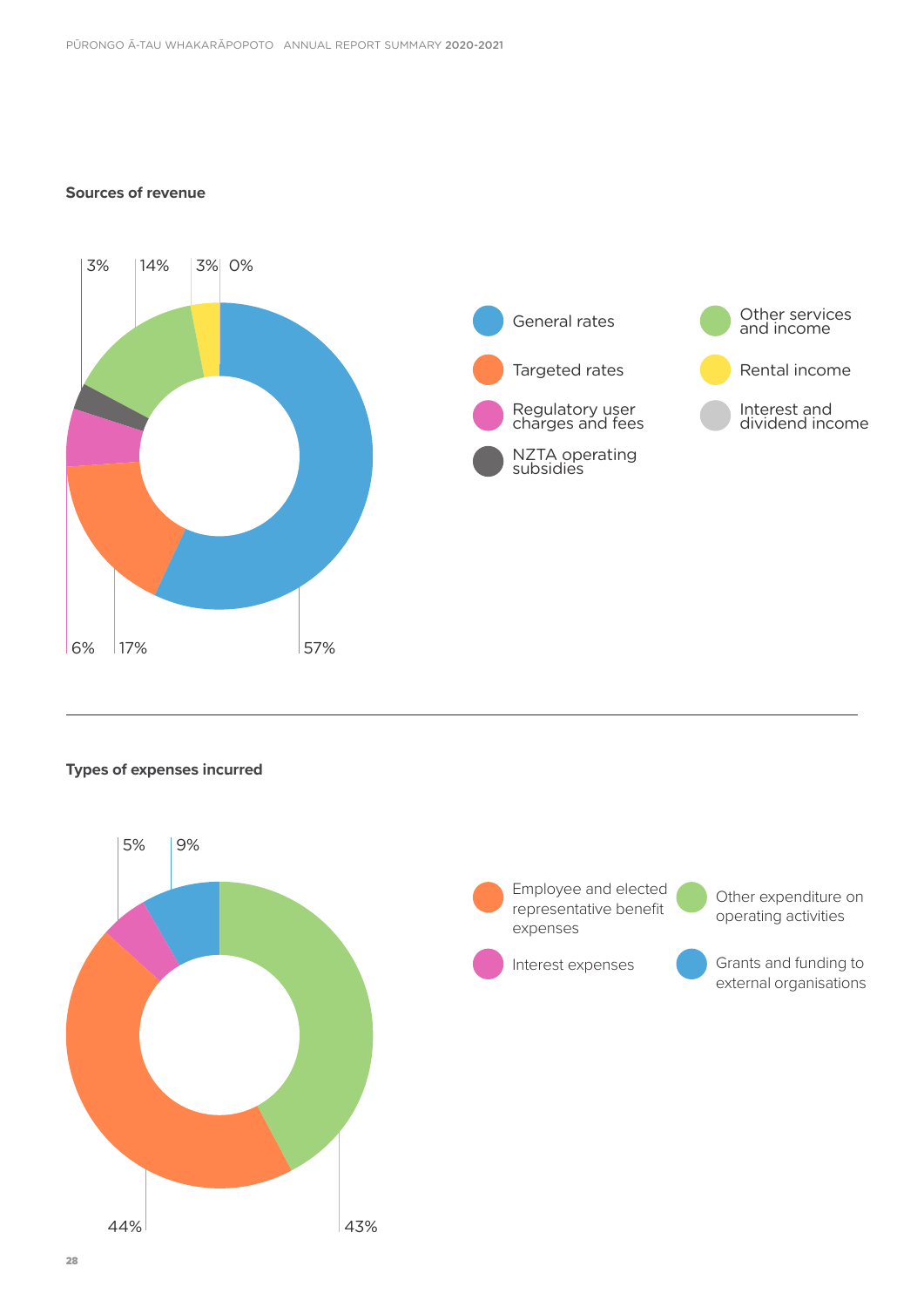**Sources of revenue**

| Source | Percentage |
|---|---|
| General rates | 57% |
| Targeted rates | 17% |
| Regulatory user charges and fees | 6% |
| NZTA operating subsidies | 3% |
| Other services and income | 14% |
| Rental income | 3% |
| Interest and dividend income | 0% |

---

**Types of expenses incurred**

| Expense type | Percentage |
|---|---|
| Employee and elected representative benefit expenses | 44% |
| Other expenditure on operating activities | 43% |
| Interest expenses | 5% |
| Grants and funding to external organisations | 9% |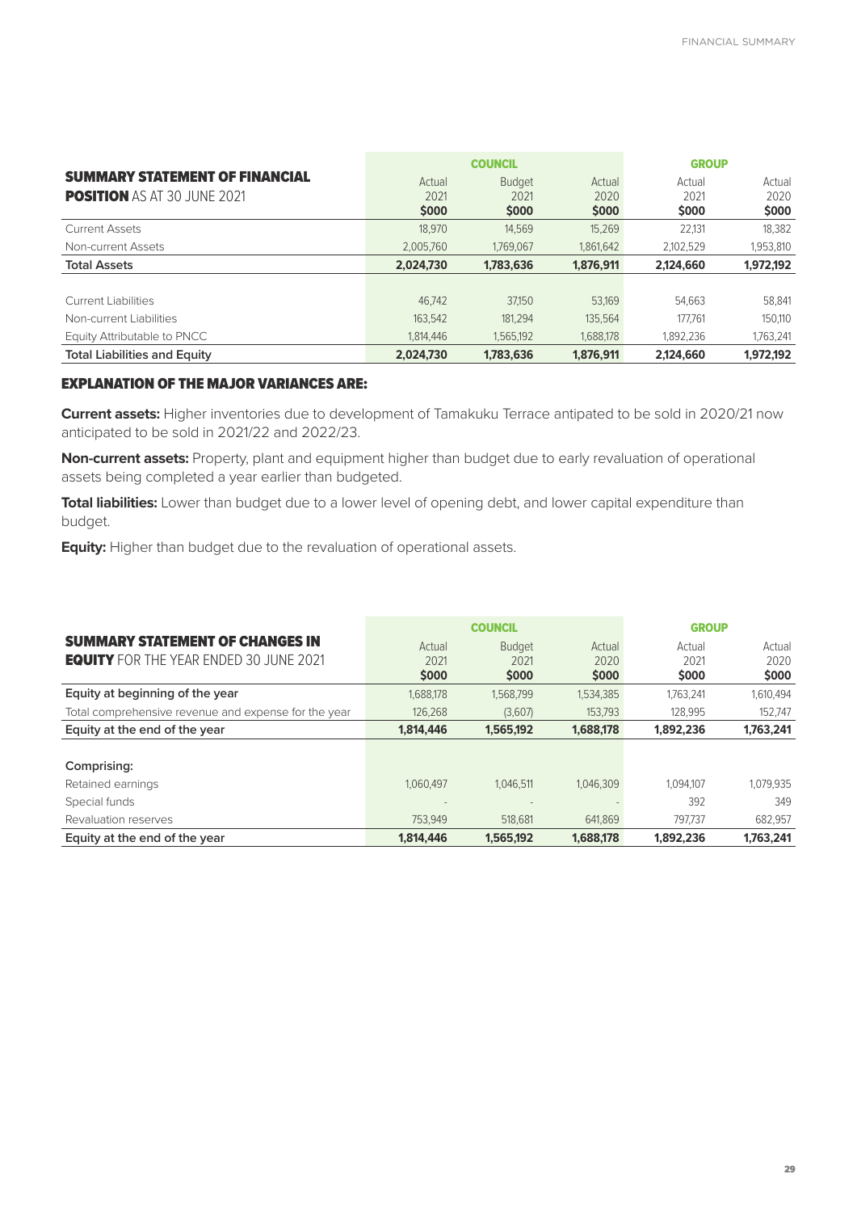## SUMMARY STATEMENT OF FINANCIAL POSITION AS AT 30 JUNE 2021

| | COUNCIL | | | GROUP | |
|---|---|---|---|---|---|
| | Actual 2021 $000 | Budget 2021 $000 | Actual 2020 $000 | Actual 2021 $000 | Actual 2020 $000 |
| Current Assets | 18,970 | 14,569 | 15,269 | 22,131 | 18,382 |
| Non-current Assets | 2,005,760 | 1,769,067 | 1,861,642 | 2,102,529 | 1,953,810 |
| **Total Assets** | **2,024,730** | **1,783,636** | **1,876,911** | **2,124,660** | **1,972,192** |
| | | | | | |
| Current Liabilities | 46,742 | 37,150 | 53,169 | 54,663 | 58,841 |
| Non-current Liabilities | 163,542 | 181,294 | 135,564 | 177,761 | 150,110 |
| Equity Attributable to PNCC | 1,814,446 | 1,565,192 | 1,688,178 | 1,892,236 | 1,763,241 |
| **Total Liabilities and Equity** | **2,024,730** | **1,783,636** | **1,876,911** | **2,124,660** | **1,972,192** |

### EXPLANATION OF THE MAJOR VARIANCES ARE:

**Current assets:** Higher inventories due to development of Tamakuku Terrace antipated to be sold in 2020/21 now anticipated to be sold in 2021/22 and 2022/23.

**Non-current assets:** Property, plant and equipment higher than budget due to early revaluation of operational assets being completed a year earlier than budgeted.

**Total liabilities:** Lower than budget due to a lower level of opening debt, and lower capital expenditure than budget.

**Equity:** Higher than budget due to the revaluation of operational assets.

## SUMMARY STATEMENT OF CHANGES IN EQUITY FOR THE YEAR ENDED 30 JUNE 2021

| | COUNCIL | | | GROUP | |
|---|---|---|---|---|---|
| | Actual 2021 $000 | Budget 2021 $000 | Actual 2020 $000 | Actual 2021 $000 | Actual 2020 $000 |
| **Equity at beginning of the year** | 1,688,178 | 1,568,799 | 1,534,385 | 1,763,241 | 1,610,494 |
| Total comprehensive revenue and expense for the year | 126,268 | (3,607) | 153,793 | 128,995 | 152,747 |
| **Equity at the end of the year** | **1,814,446** | **1,565,192** | **1,688,178** | **1,892,236** | **1,763,241** |
| | | | | | |
| **Comprising:** | | | | | |
| Retained earnings | 1,060,497 | 1,046,511 | 1,046,309 | 1,094,107 | 1,079,935 |
| Special funds | - | - | - | 392 | 349 |
| Revaluation reserves | 753,949 | 518,681 | 641,869 | 797,737 | 682,957 |
| **Equity at the end of the year** | **1,814,446** | **1,565,192** | **1,688,178** | **1,892,236** | **1,763,241** |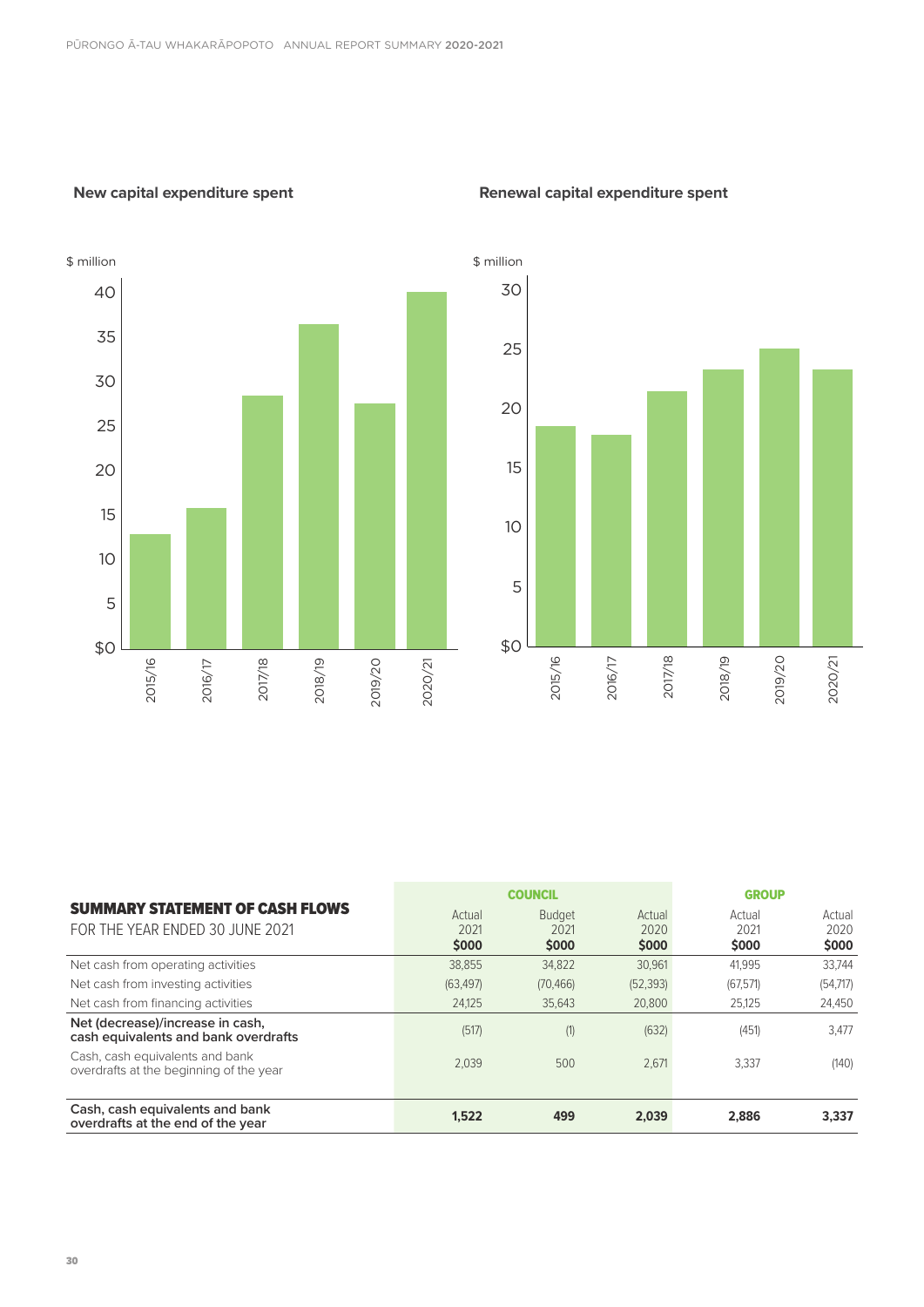## New capital expenditure spent

$ million

| Year | Value |
|---|---|
| 2015/16 | |
| 2016/17 | |
| 2017/18 | |
| 2018/19 | |
| 2019/20 | |
| 2020/21 | |

## Renewal capital expenditure spent

$ million

| Year | Value |
|---|---|
| 2015/16 | |
| 2016/17 | |
| 2017/18 | |
| 2018/19 | |
| 2019/20 | |
| 2020/21 | |

## SUMMARY STATEMENT OF CASH FLOWS

FOR THE YEAR ENDED 30 JUNE 2021

| | COUNCIL | | | GROUP | |
|---|---|---|---|---|---|
| | Actual 2021 $000 | Budget 2021 $000 | Actual 2020 $000 | Actual 2021 $000 | Actual 2020 $000 |
| Net cash from operating activities | 38,855 | 34,822 | 30,961 | 41,995 | 33,744 |
| Net cash from investing activities | (63,497) | (70,466) | (52,393) | (67,571) | (54,717) |
| Net cash from financing activities | 24,125 | 35,643 | 20,800 | 25,125 | 24,450 |
| **Net (decrease)/increase in cash, cash equivalents and bank overdrafts** | (517) | (1) | (632) | (451) | 3,477 |
| Cash, cash equivalents and bank overdrafts at the beginning of the year | 2,039 | 500 | 2,671 | 3,337 | (140) |
| **Cash, cash equivalents and bank overdrafts at the end of the year** | **1,522** | **499** | **2,039** | **2,886** | **3,337** |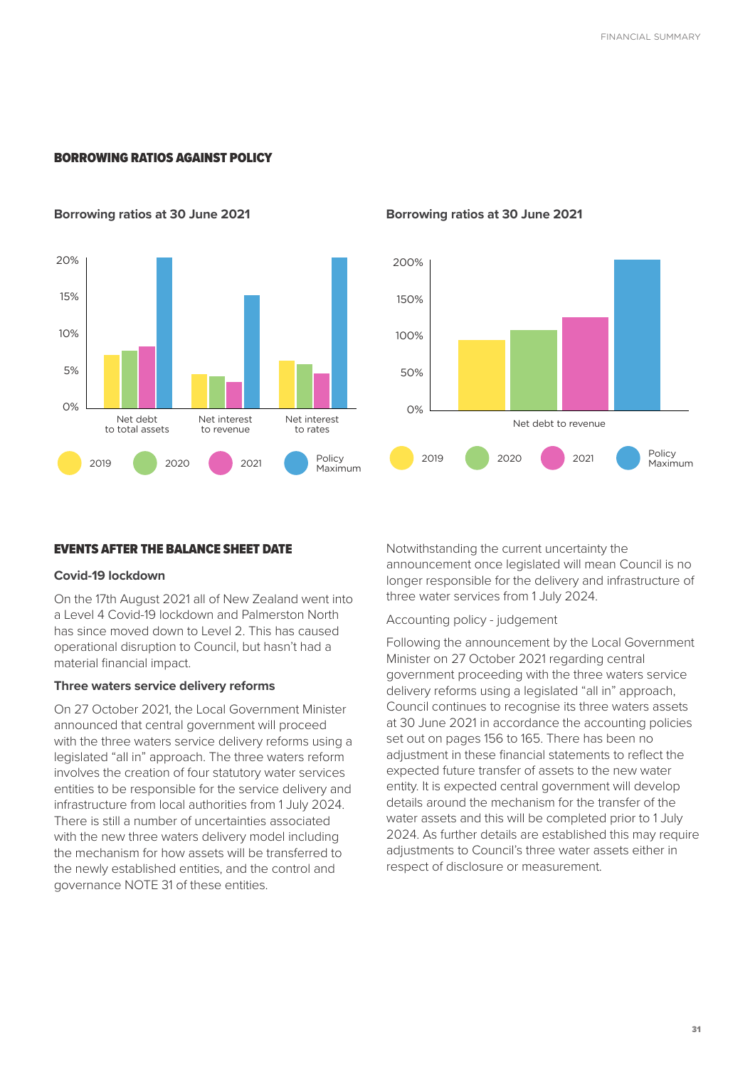## BORROWING RATIOS AGAINST POLICY

**Borrowing ratios at 30 June 2021**

20%
15%
10%
5%
0%

Net debt to total assets | Net interest to revenue | Net interest to rates

2019 | 2020 | 2021 | Policy Maximum

**Borrowing ratios at 30 June 2021**

200%
150%
100%
50%
0%

Net debt to revenue

2019 | 2020 | 2021 | Policy Maximum

## EVENTS AFTER THE BALANCE SHEET DATE

### Covid-19 lockdown

On the 17th August 2021 all of New Zealand went into a Level 4 Covid-19 lockdown and Palmerston North has since moved down to Level 2. This has caused operational disruption to Council, but hasn't had a material financial impact.

### Three waters service delivery reforms

On 27 October 2021, the Local Government Minister announced that central government will proceed with the three waters service delivery reforms using a legislated "all in" approach. The three waters reform involves the creation of four statutory water services entities to be responsible for the service delivery and infrastructure from local authorities from 1 July 2024. There is still a number of uncertainties associated with the new three waters delivery model including the mechanism for how assets will be transferred to the newly established entities, and the control and governance NOTE 31 of these entities.

Notwithstanding the current uncertainty the announcement once legislated will mean Council is no longer responsible for the delivery and infrastructure of three water services from 1 July 2024.

Accounting policy - judgement

Following the announcement by the Local Government Minister on 27 October 2021 regarding central government proceeding with the three waters service delivery reforms using a legislated "all in" approach, Council continues to recognise its three waters assets at 30 June 2021 in accordance the accounting policies set out on pages 156 to 165. There has been no adjustment in these financial statements to reflect the expected future transfer of assets to the new water entity. It is expected central government will develop details around the mechanism for the transfer of the water assets and this will be completed prior to 1 July 2024. As further details are established this may require adjustments to Council's three water assets either in respect of disclosure or measurement.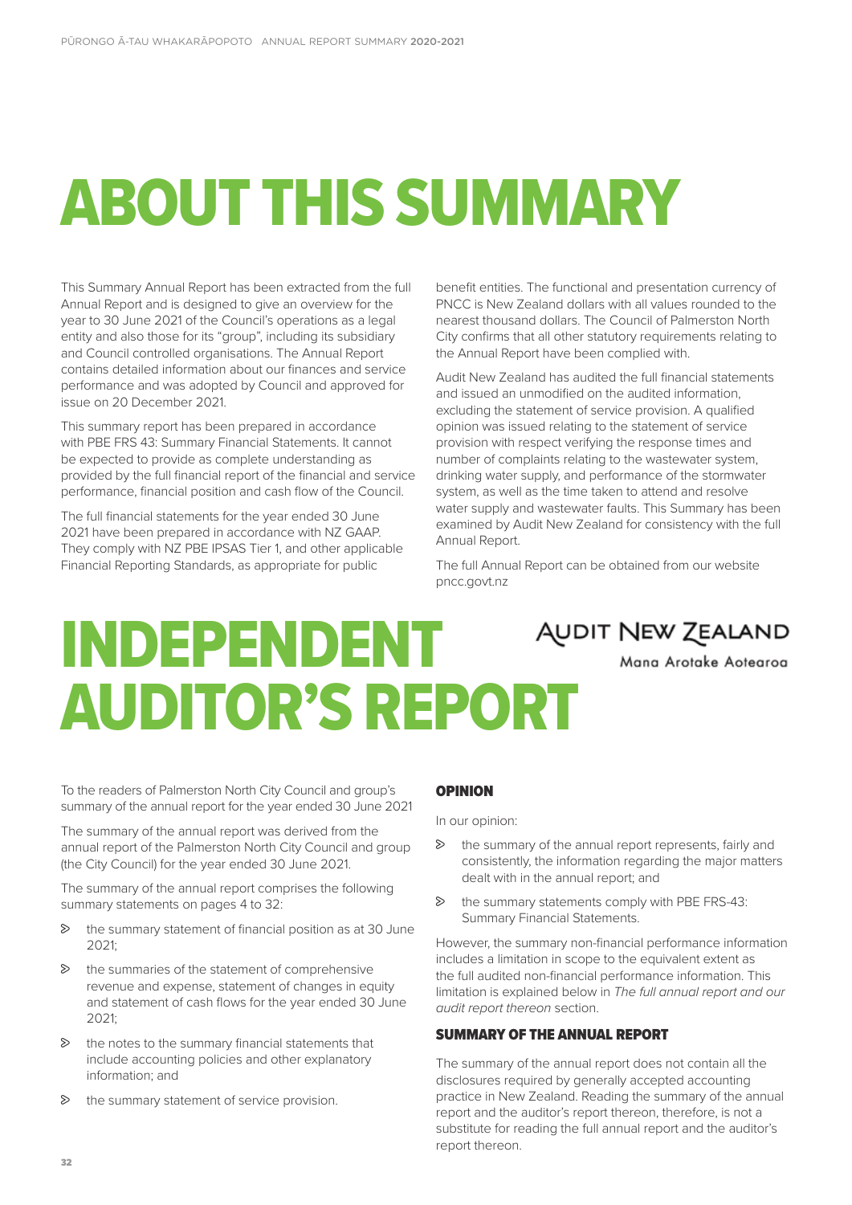# ABOUT THIS SUMMARY

This Summary Annual Report has been extracted from the full Annual Report and is designed to give an overview for the year to 30 June 2021 of the Council's operations as a legal entity and also those for its "group", including its subsidiary and Council controlled organisations. The Annual Report contains detailed information about our finances and service performance and was adopted by Council and approved for issue on 20 December 2021.

This summary report has been prepared in accordance with PBE FRS 43: Summary Financial Statements. It cannot be expected to provide as complete understanding as provided by the full financial report of the financial and service performance, financial position and cash flow of the Council.

The full financial statements for the year ended 30 June 2021 have been prepared in accordance with NZ GAAP. They comply with NZ PBE IPSAS Tier 1, and other applicable Financial Reporting Standards, as appropriate for public benefit entities. The functional and presentation currency of PNCC is New Zealand dollars with all values rounded to the nearest thousand dollars. The Council of Palmerston North City confirms that all other statutory requirements relating to the Annual Report have been complied with.

Audit New Zealand has audited the full financial statements and issued an unmodified on the audited information, excluding the statement of service provision. A qualified opinion was issued relating to the statement of service provision with respect verifying the response times and number of complaints relating to the wastewater system, drinking water supply, and performance of the stormwater system, as well as the time taken to attend and resolve water supply and wastewater faults. This Summary has been examined by Audit New Zealand for consistency with the full Annual Report.

The full Annual Report can be obtained from our website pncc.govt.nz

# INDEPENDENT AUDITOR'S REPORT

AUDIT NEW ZEALAND
Mana Arotake Aotearoa

To the readers of Palmerston North City Council and group's summary of the annual report for the year ended 30 June 2021

The summary of the annual report was derived from the annual report of the Palmerston North City Council and group (the City Council) for the year ended 30 June 2021.

The summary of the annual report comprises the following summary statements on pages 4 to 32:

- the summary statement of financial position as at 30 June 2021;
- the summaries of the statement of comprehensive revenue and expense, statement of changes in equity and statement of cash flows for the year ended 30 June 2021;
- the notes to the summary financial statements that include accounting policies and other explanatory information; and
- the summary statement of service provision.

### OPINION

In our opinion:

- the summary of the annual report represents, fairly and consistently, the information regarding the major matters dealt with in the annual report; and
- the summary statements comply with PBE FRS-43: Summary Financial Statements.

However, the summary non-financial performance information includes a limitation in scope to the equivalent extent as the full audited non-financial performance information. This limitation is explained below in *The full annual report and our audit report thereon* section.

### SUMMARY OF THE ANNUAL REPORT

The summary of the annual report does not contain all the disclosures required by generally accepted accounting practice in New Zealand. Reading the summary of the annual report and the auditor's report thereon, therefore, is not a substitute for reading the full annual report and the auditor's report thereon.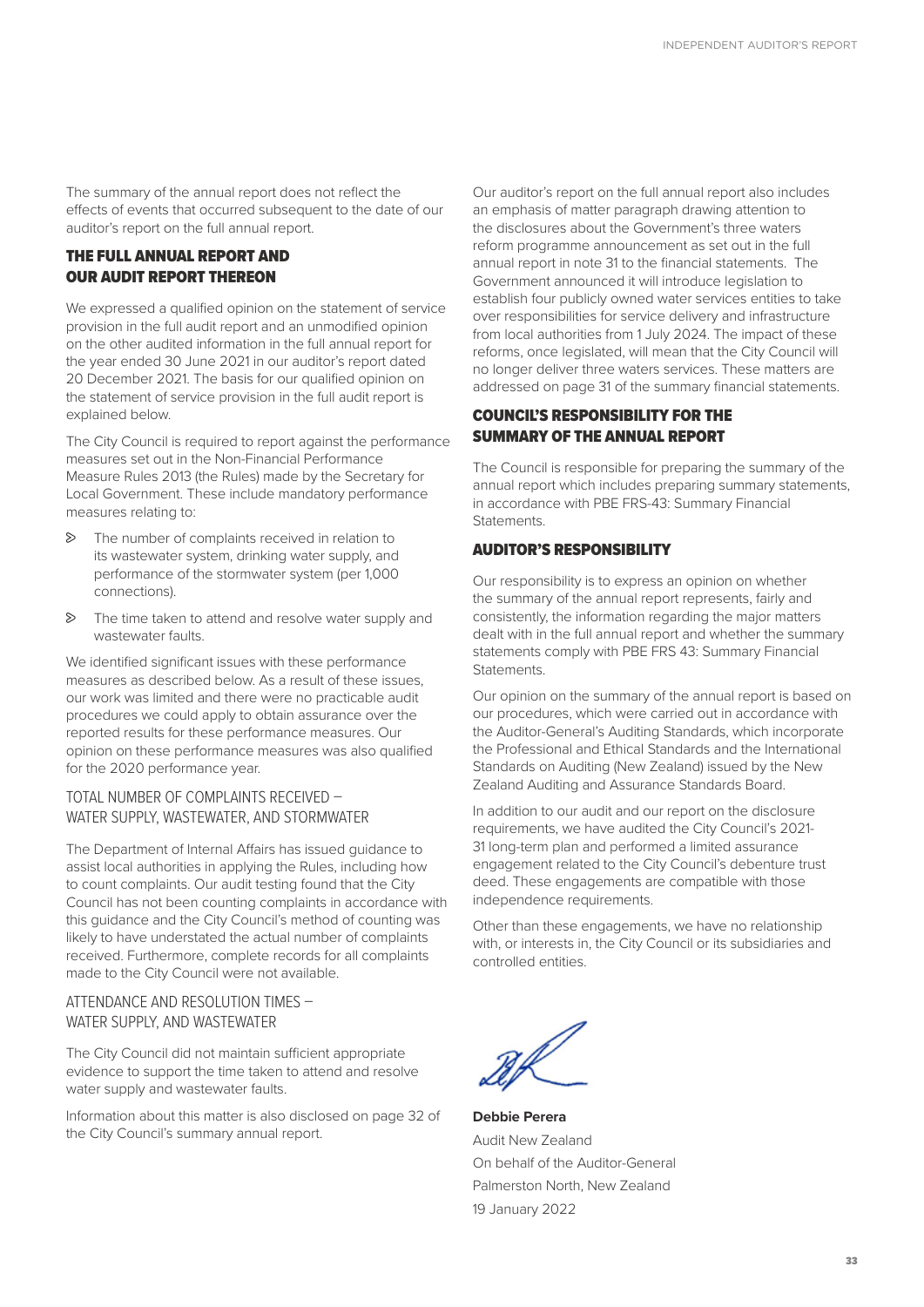The summary of the annual report does not reflect the effects of events that occurred subsequent to the date of our auditor's report on the full annual report.

## THE FULL ANNUAL REPORT AND OUR AUDIT REPORT THEREON

We expressed a qualified opinion on the statement of service provision in the full audit report and an unmodified opinion on the other audited information in the full annual report for the year ended 30 June 2021 in our auditor's report dated 20 December 2021. The basis for our qualified opinion on the statement of service provision in the full audit report is explained below.

The City Council is required to report against the performance measures set out in the Non-Financial Performance Measure Rules 2013 (the Rules) made by the Secretary for Local Government. These include mandatory performance measures relating to:

- The number of complaints received in relation to its wastewater system, drinking water supply, and performance of the stormwater system (per 1,000 connections).
- The time taken to attend and resolve water supply and wastewater faults.

We identified significant issues with these performance measures as described below. As a result of these issues, our work was limited and there were no practicable audit procedures we could apply to obtain assurance over the reported results for these performance measures. Our opinion on these performance measures was also qualified for the 2020 performance year.

### TOTAL NUMBER OF COMPLAINTS RECEIVED – WATER SUPPLY, WASTEWATER, AND STORMWATER

The Department of Internal Affairs has issued guidance to assist local authorities in applying the Rules, including how to count complaints. Our audit testing found that the City Council has not been counting complaints in accordance with this guidance and the City Council's method of counting was likely to have understated the actual number of complaints received. Furthermore, complete records for all complaints made to the City Council were not available.

### ATTENDANCE AND RESOLUTION TIMES – WATER SUPPLY, AND WASTEWATER

The City Council did not maintain sufficient appropriate evidence to support the time taken to attend and resolve water supply and wastewater faults.

Information about this matter is also disclosed on page 32 of the City Council's summary annual report.

Our auditor's report on the full annual report also includes an emphasis of matter paragraph drawing attention to the disclosures about the Government's three waters reform programme announcement as set out in the full annual report in note 31 to the financial statements. The Government announced it will introduce legislation to establish four publicly owned water services entities to take over responsibilities for service delivery and infrastructure from local authorities from 1 July 2024. The impact of these reforms, once legislated, will mean that the City Council will no longer deliver three waters services. These matters are addressed on page 31 of the summary financial statements.

## COUNCIL'S RESPONSIBILITY FOR THE SUMMARY OF THE ANNUAL REPORT

The Council is responsible for preparing the summary of the annual report which includes preparing summary statements, in accordance with PBE FRS-43: Summary Financial Statements.

## AUDITOR'S RESPONSIBILITY

Our responsibility is to express an opinion on whether the summary of the annual report represents, fairly and consistently, the information regarding the major matters dealt with in the full annual report and whether the summary statements comply with PBE FRS 43: Summary Financial Statements.

Our opinion on the summary of the annual report is based on our procedures, which were carried out in accordance with the Auditor-General's Auditing Standards, which incorporate the Professional and Ethical Standards and the International Standards on Auditing (New Zealand) issued by the New Zealand Auditing and Assurance Standards Board.

In addition to our audit and our report on the disclosure requirements, we have audited the City Council's 2021-31 long-term plan and performed a limited assurance engagement related to the City Council's debenture trust deed. These engagements are compatible with those independence requirements.

Other than these engagements, we have no relationship with, or interests in, the City Council or its subsidiaries and controlled entities.

**Debbie Perera**
Audit New Zealand
On behalf of the Auditor-General
Palmerston North, New Zealand
19 January 2022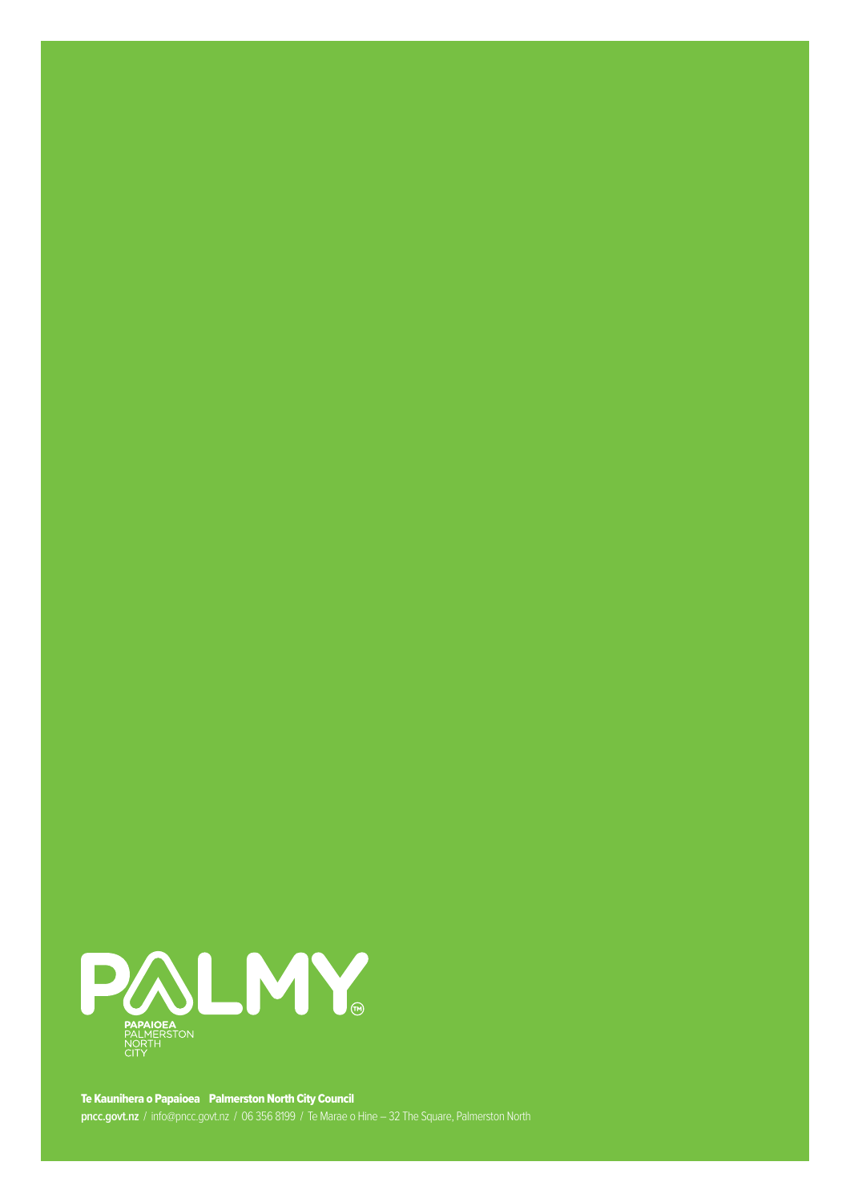PALMY

PAPAIOEA
PALMERSTON
NORTH
CITY

**Te Kaunihera o Papaioea Palmerston North City Council**

**pncc.govt.nz** / info@pncc.govt.nz / 06 356 8199 / Te Marae o Hine – 32 The Square, Palmerston North